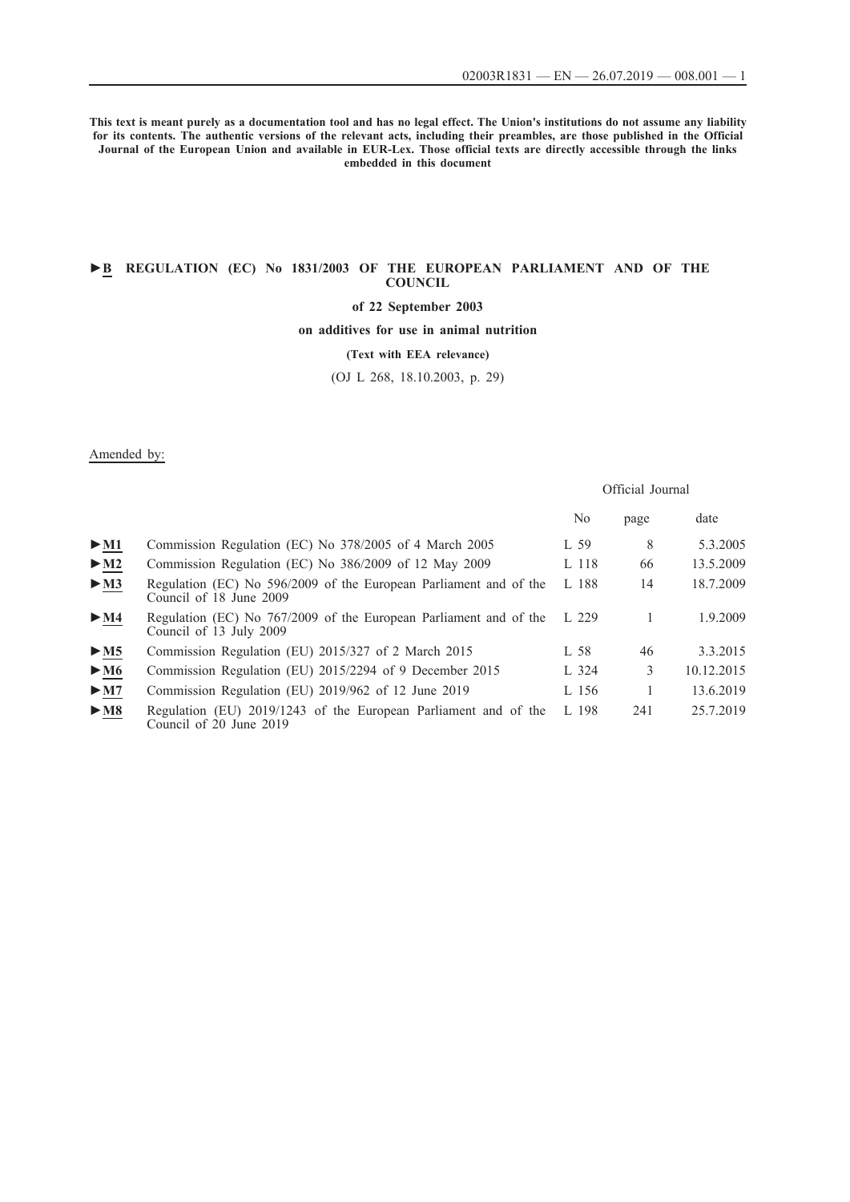**This text is meant purely as a documentation tool and has no legal effect. The Union's institutions do not assume any liability for its contents. The authentic versions of the relevant acts, including their preambles, are those published in the Official Journal of the European Union and available in EUR-Lex. Those official texts are directly accessible through the links embedded in this document**

# ►B REGULATION (EC) No 1831/2003 OF THE EUROPEAN PARLIAMENT AND OF THE COUNCIL

**of 22 September 2003**

**on additives for use in animal nutrition**

**(Text with EEA relevance)**

(OJ L 268, 18.10.2003, p. 29)

Amended by:

| | | Official Journal | | |
|---|---|---|---|---|
| | | No | page | date |
| ►M1 | Commission Regulation (EC) No 378/2005 of 4 March 2005 | L 59 | 8 | 5.3.2005 |
| ►M2 | Commission Regulation (EC) No 386/2009 of 12 May 2009 | L 118 | 66 | 13.5.2009 |
| ►M3 | Regulation (EC) No 596/2009 of the European Parliament and of the Council of 18 June 2009 | L 188 | 14 | 18.7.2009 |
| ►M4 | Regulation (EC) No 767/2009 of the European Parliament and of the Council of 13 July 2009 | L 229 | 1 | 1.9.2009 |
| ►M5 | Commission Regulation (EU) 2015/327 of 2 March 2015 | L 58 | 46 | 3.3.2015 |
| ►M6 | Commission Regulation (EU) 2015/2294 of 9 December 2015 | L 324 | 3 | 10.12.2015 |
| ►M7 | Commission Regulation (EU) 2019/962 of 12 June 2019 | L 156 | 1 | 13.6.2019 |
| ►M8 | Regulation (EU) 2019/1243 of the European Parliament and of the Council of 20 June 2019 | L 198 | 241 | 25.7.2019 |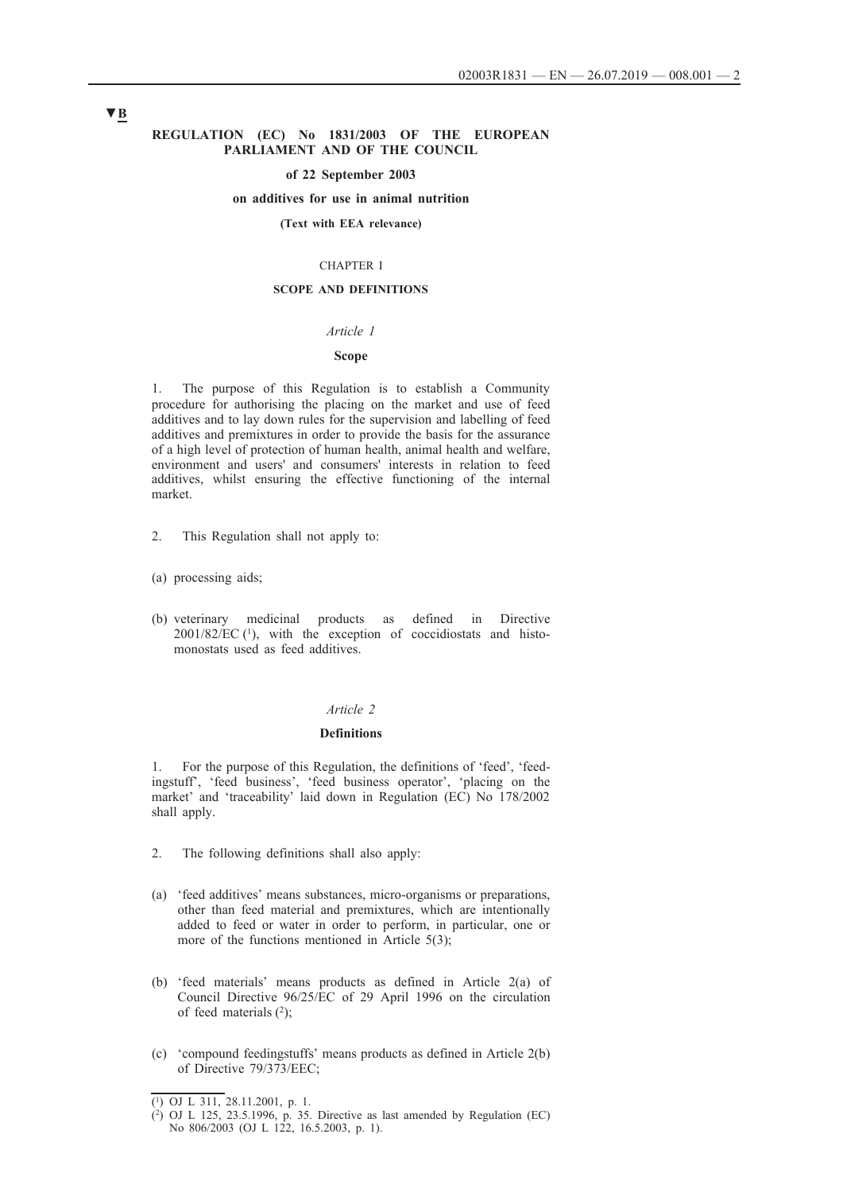▼B

**REGULATION (EC) No 1831/2003 OF THE EUROPEAN PARLIAMENT AND OF THE COUNCIL**

**of 22 September 2003**

**on additives for use in animal nutrition**

**(Text with EEA relevance)**

CHAPTER I

**SCOPE AND DEFINITIONS**

*Article 1*

**Scope**

1. The purpose of this Regulation is to establish a Community procedure for authorising the placing on the market and use of feed additives and to lay down rules for the supervision and labelling of feed additives and premixtures in order to provide the basis for the assurance of a high level of protection of human health, animal health and welfare, environment and users' and consumers' interests in relation to feed additives, whilst ensuring the effective functioning of the internal market.

2. This Regulation shall not apply to:

(a) processing aids;

(b) veterinary medicinal products as defined in Directive 2001/82/EC [1], with the exception of coccidiostats and histomonostats used as feed additives.

*Article 2*

**Definitions**

1. For the purpose of this Regulation, the definitions of 'feed', 'feedingstuff', 'feed business', 'feed business operator', 'placing on the market' and 'traceability' laid down in Regulation (EC) No 178/2002 shall apply.

2. The following definitions shall also apply:

(a) 'feed additives' means substances, micro-organisms or preparations, other than feed material and premixtures, which are intentionally added to feed or water in order to perform, in particular, one or more of the functions mentioned in Article 5(3);

(b) 'feed materials' means products as defined in Article 2(a) of Council Directive 96/25/EC of 29 April 1996 on the circulation of feed materials [2];

(c) 'compound feedingstuffs' means products as defined in Article 2(b) of Directive 79/373/EEC;

---

[1] OJ L 311, 28.11.2001, p. 1.

[2] OJ L 125, 23.5.1996, p. 35. Directive as last amended by Regulation (EC) No 806/2003 (OJ L 122, 16.5.2003, p. 1).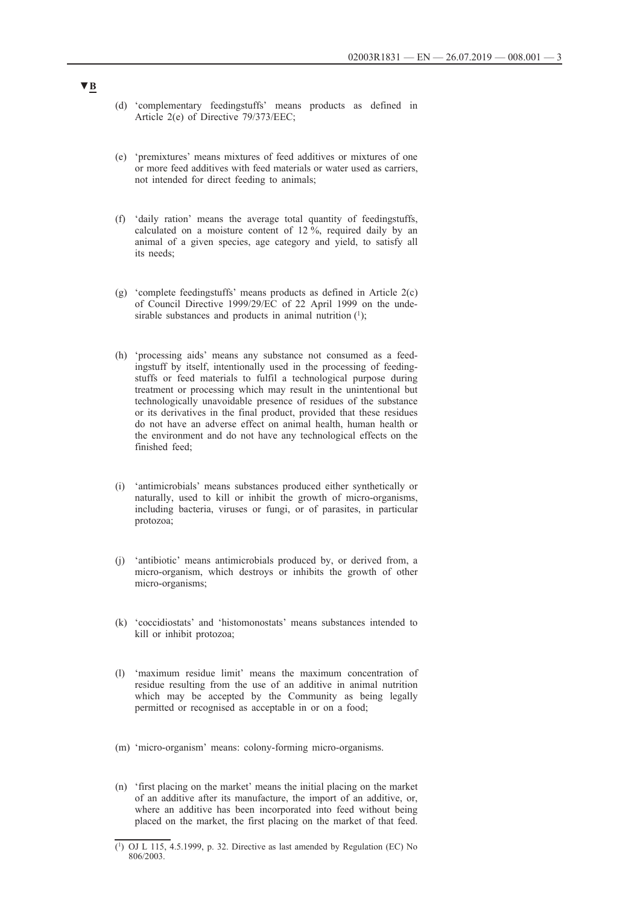▼B

(d) 'complementary feedingstuffs' means products as defined in Article 2(e) of Directive 79/373/EEC;

(e) 'premixtures' means mixtures of feed additives or mixtures of one or more feed additives with feed materials or water used as carriers, not intended for direct feeding to animals;

(f) 'daily ration' means the average total quantity of feedingstuffs, calculated on a moisture content of 12 %, required daily by an animal of a given species, age category and yield, to satisfy all its needs;

(g) 'complete feedingstuffs' means products as defined in Article 2(c) of Council Directive 1999/29/EC of 22 April 1999 on the undesirable substances and products in animal nutrition [1];

(h) 'processing aids' means any substance not consumed as a feedingstuff by itself, intentionally used in the processing of feedingstuffs or feed materials to fulfil a technological purpose during treatment or processing which may result in the unintentional but technologically unavoidable presence of residues of the substance or its derivatives in the final product, provided that these residues do not have an adverse effect on animal health, human health or the environment and do not have any technological effects on the finished feed;

(i) 'antimicrobials' means substances produced either synthetically or naturally, used to kill or inhibit the growth of micro-organisms, including bacteria, viruses or fungi, or of parasites, in particular protozoa;

(j) 'antibiotic' means antimicrobials produced by, or derived from, a micro-organism, which destroys or inhibits the growth of other micro-organisms;

(k) 'coccidiostats' and 'histomonostats' means substances intended to kill or inhibit protozoa;

(l) 'maximum residue limit' means the maximum concentration of residue resulting from the use of an additive in animal nutrition which may be accepted by the Community as being legally permitted or recognised as acceptable in or on a food;

(m) 'micro-organism' means: colony-forming micro-organisms.

(n) 'first placing on the market' means the initial placing on the market of an additive after its manufacture, the import of an additive, or, where an additive has been incorporated into feed without being placed on the market, the first placing on the market of that feed.

---

[1] OJ L 115, 4.5.1999, p. 32. Directive as last amended by Regulation (EC) No 806/2003.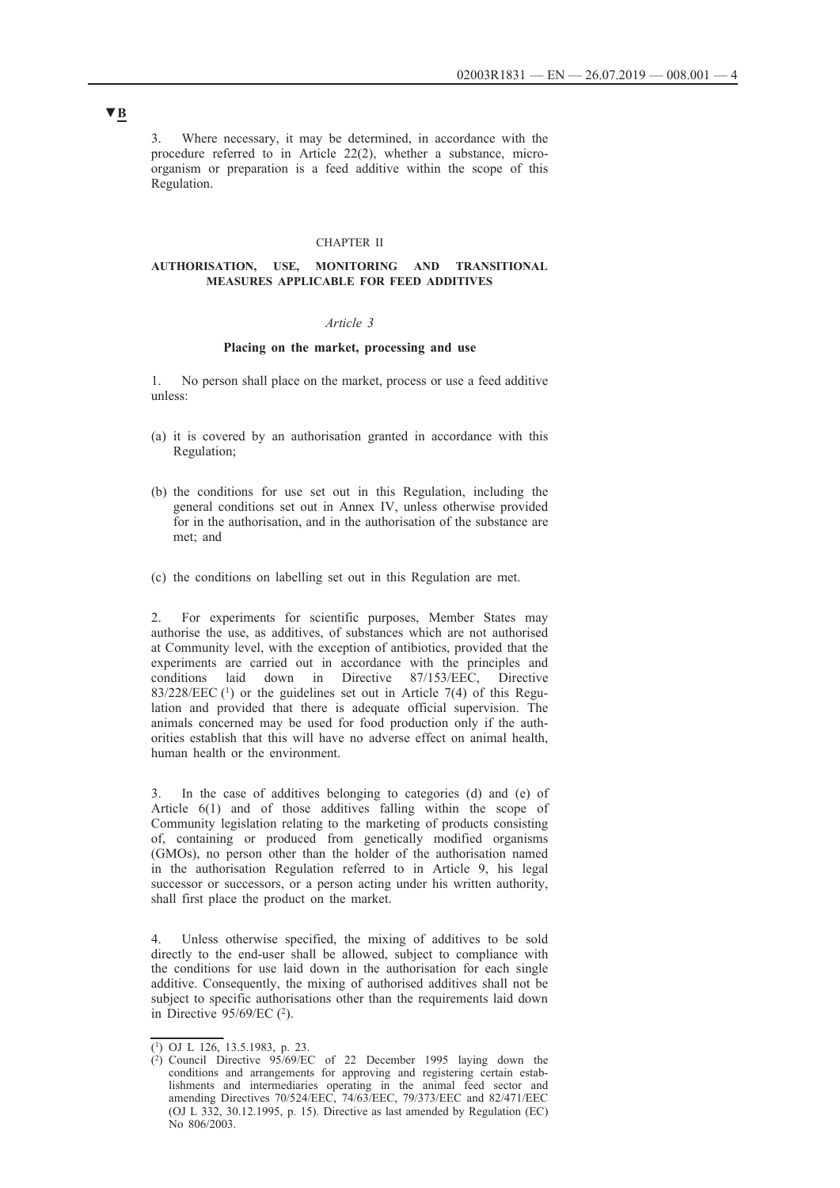▼B

3. Where necessary, it may be determined, in accordance with the procedure referred to in Article 22(2), whether a substance, micro-organism or preparation is a feed additive within the scope of this Regulation.

## CHAPTER II

## AUTHORISATION, USE, MONITORING AND TRANSITIONAL MEASURES APPLICABLE FOR FEED ADDITIVES

### *Article 3*

### Placing on the market, processing and use

1. No person shall place on the market, process or use a feed additive unless:

(a) it is covered by an authorisation granted in accordance with this Regulation;

(b) the conditions for use set out in this Regulation, including the general conditions set out in Annex IV, unless otherwise provided for in the authorisation, and in the authorisation of the substance are met; and

(c) the conditions on labelling set out in this Regulation are met.

2. For experiments for scientific purposes, Member States may authorise the use, as additives, of substances which are not authorised at Community level, with the exception of antibiotics, provided that the experiments are carried out in accordance with the principles and conditions laid down in Directive 87/153/EEC, Directive 83/228/EEC [1] or the guidelines set out in Article 7(4) of this Regulation and provided that there is adequate official supervision. The animals concerned may be used for food production only if the authorities establish that this will have no adverse effect on animal health, human health or the environment.

3. In the case of additives belonging to categories (d) and (e) of Article 6(1) and of those additives falling within the scope of Community legislation relating to the marketing of products consisting of, containing or produced from genetically modified organisms (GMOs), no person other than the holder of the authorisation named in the authorisation Regulation referred to in Article 9, his legal successor or successors, or a person acting under his written authority, shall first place the product on the market.

4. Unless otherwise specified, the mixing of additives to be sold directly to the end-user shall be allowed, subject to compliance with the conditions for use laid down in the authorisation for each single additive. Consequently, the mixing of authorised additives shall not be subject to specific authorisations other than the requirements laid down in Directive 95/69/EC [2].

---

[1] OJ L 126, 13.5.1983, p. 23.

[2] Council Directive 95/69/EC of 22 December 1995 laying down the conditions and arrangements for approving and registering certain establishments and intermediaries operating in the animal feed sector and amending Directives 70/524/EEC, 74/63/EEC, 79/373/EEC and 82/471/EEC (OJ L 332, 30.12.1995, p. 15). Directive as last amended by Regulation (EC) No 806/2003.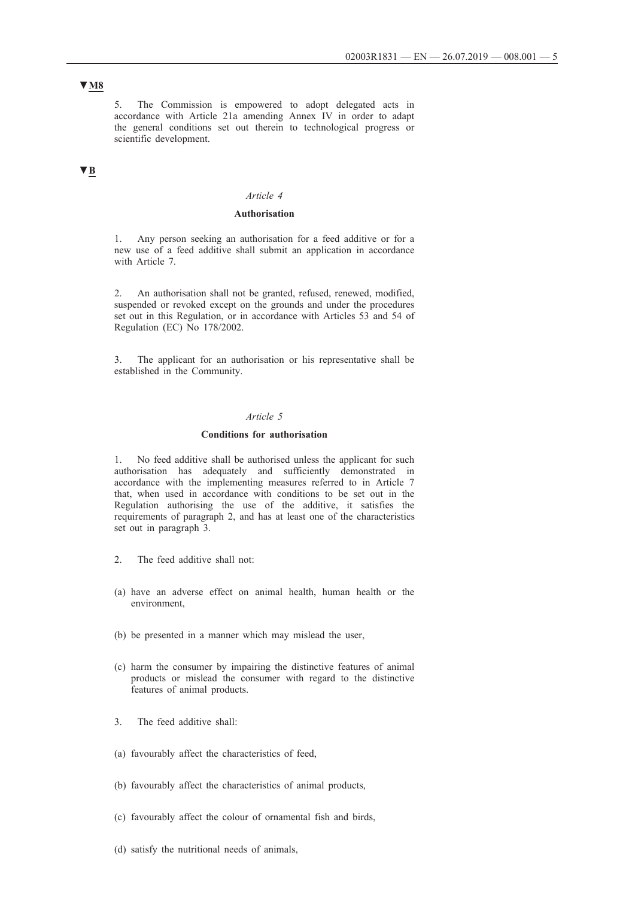**▼M8**

5. The Commission is empowered to adopt delegated acts in accordance with Article 21a amending Annex IV in order to adapt the general conditions set out therein to technological progress or scientific development.

**▼B**

*Article 4*

**Authorisation**

1. Any person seeking an authorisation for a feed additive or for a new use of a feed additive shall submit an application in accordance with Article 7.

2. An authorisation shall not be granted, refused, renewed, modified, suspended or revoked except on the grounds and under the procedures set out in this Regulation, or in accordance with Articles 53 and 54 of Regulation (EC) No 178/2002.

3. The applicant for an authorisation or his representative shall be established in the Community.

*Article 5*

**Conditions for authorisation**

1. No feed additive shall be authorised unless the applicant for such authorisation has adequately and sufficiently demonstrated in accordance with the implementing measures referred to in Article 7 that, when used in accordance with conditions to be set out in the Regulation authorising the use of the additive, it satisfies the requirements of paragraph 2, and has at least one of the characteristics set out in paragraph 3.

2. The feed additive shall not:

(a) have an adverse effect on animal health, human health or the environment,

(b) be presented in a manner which may mislead the user,

(c) harm the consumer by impairing the distinctive features of animal products or mislead the consumer with regard to the distinctive features of animal products.

3. The feed additive shall:

(a) favourably affect the characteristics of feed,

(b) favourably affect the characteristics of animal products,

(c) favourably affect the colour of ornamental fish and birds,

(d) satisfy the nutritional needs of animals,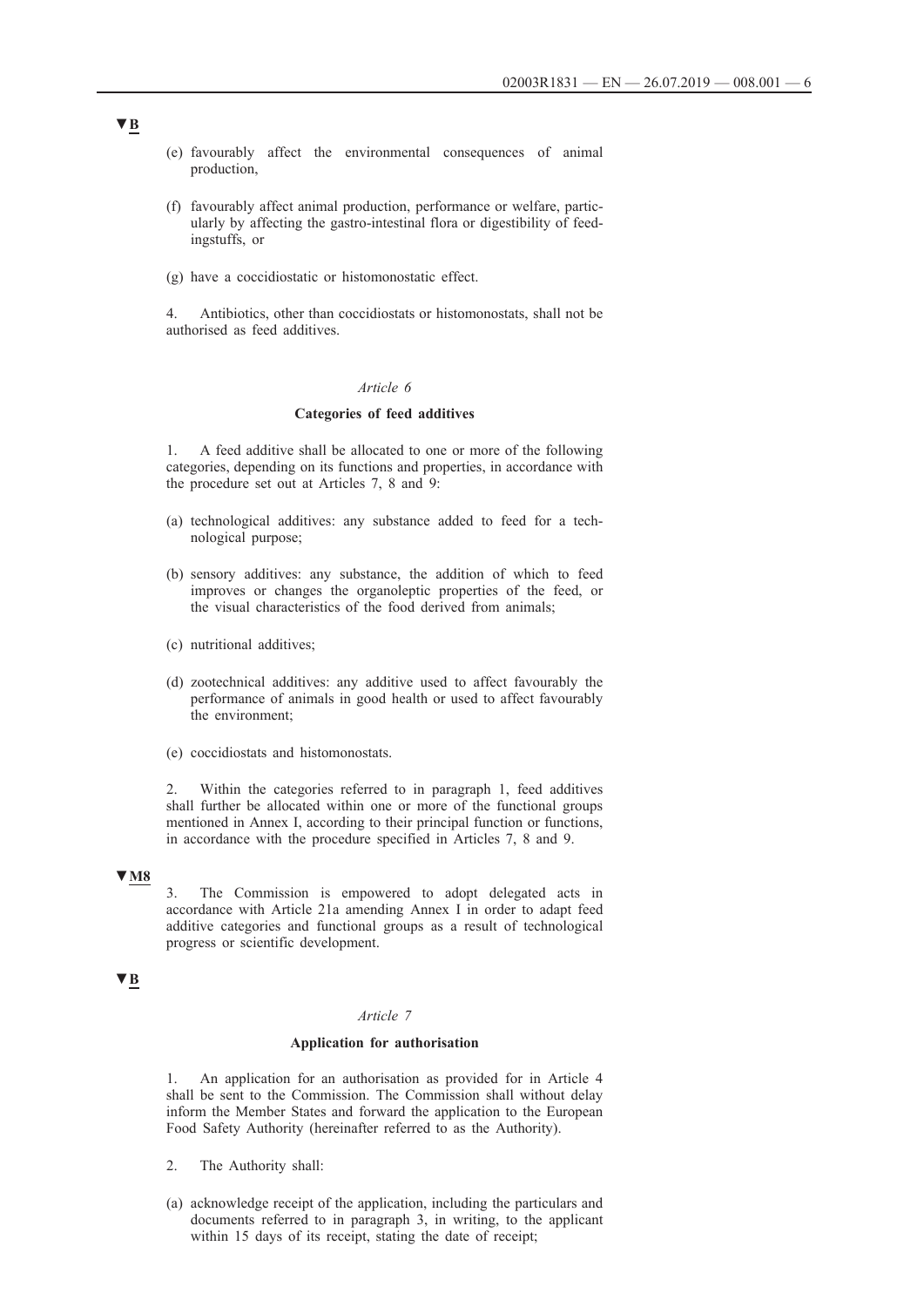▼B

(e) favourably affect the environmental consequences of animal production,

(f) favourably affect animal production, performance or welfare, particularly by affecting the gastro-intestinal flora or digestibility of feedingstuffs, or

(g) have a coccidiostatic or histomonostatic effect.

4. Antibiotics, other than coccidiostats or histomonostats, shall not be authorised as feed additives.

*Article 6*

**Categories of feed additives**

1. A feed additive shall be allocated to one or more of the following categories, depending on its functions and properties, in accordance with the procedure set out at Articles 7, 8 and 9:

(a) technological additives: any substance added to feed for a technological purpose;

(b) sensory additives: any substance, the addition of which to feed improves or changes the organoleptic properties of the feed, or the visual characteristics of the food derived from animals;

(c) nutritional additives;

(d) zootechnical additives: any additive used to affect favourably the performance of animals in good health or used to affect favourably the environment;

(e) coccidiostats and histomonostats.

2. Within the categories referred to in paragraph 1, feed additives shall further be allocated within one or more of the functional groups mentioned in Annex I, according to their principal function or functions, in accordance with the procedure specified in Articles 7, 8 and 9.

▼M8

3. The Commission is empowered to adopt delegated acts in accordance with Article 21a amending Annex I in order to adapt feed additive categories and functional groups as a result of technological progress or scientific development.

▼B

*Article 7*

**Application for authorisation**

1. An application for an authorisation as provided for in Article 4 shall be sent to the Commission. The Commission shall without delay inform the Member States and forward the application to the European Food Safety Authority (hereinafter referred to as the Authority).

2. The Authority shall:

(a) acknowledge receipt of the application, including the particulars and documents referred to in paragraph 3, in writing, to the applicant within 15 days of its receipt, stating the date of receipt;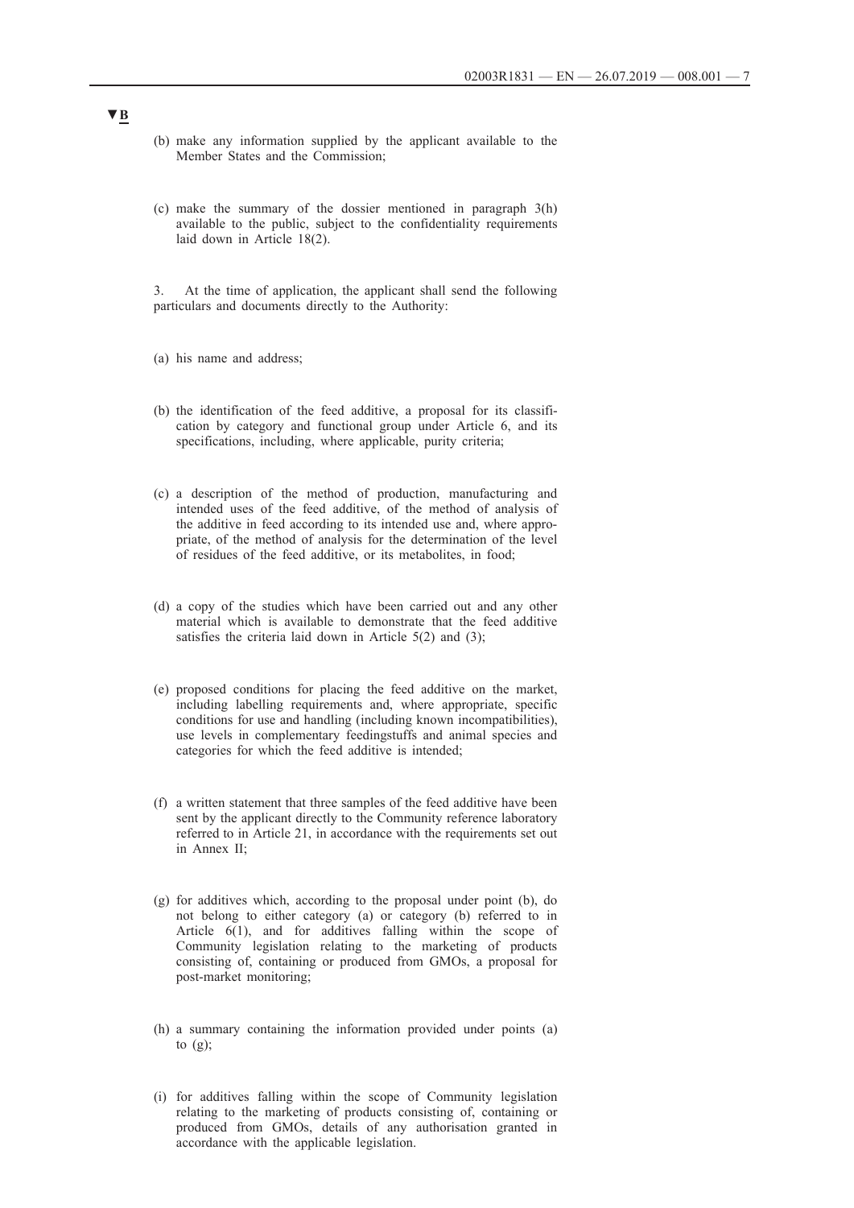▼B

(b) make any information supplied by the applicant available to the Member States and the Commission;

(c) make the summary of the dossier mentioned in paragraph 3(h) available to the public, subject to the confidentiality requirements laid down in Article 18(2).

3. At the time of application, the applicant shall send the following particulars and documents directly to the Authority:

(a) his name and address;

(b) the identification of the feed additive, a proposal for its classification by category and functional group under Article 6, and its specifications, including, where applicable, purity criteria;

(c) a description of the method of production, manufacturing and intended uses of the feed additive, of the method of analysis of the additive in feed according to its intended use and, where appropriate, of the method of analysis for the determination of the level of residues of the feed additive, or its metabolites, in food;

(d) a copy of the studies which have been carried out and any other material which is available to demonstrate that the feed additive satisfies the criteria laid down in Article 5(2) and (3);

(e) proposed conditions for placing the feed additive on the market, including labelling requirements and, where appropriate, specific conditions for use and handling (including known incompatibilities), use levels in complementary feedingstuffs and animal species and categories for which the feed additive is intended;

(f) a written statement that three samples of the feed additive have been sent by the applicant directly to the Community reference laboratory referred to in Article 21, in accordance with the requirements set out in Annex II;

(g) for additives which, according to the proposal under point (b), do not belong to either category (a) or category (b) referred to in Article 6(1), and for additives falling within the scope of Community legislation relating to the marketing of products consisting of, containing or produced from GMOs, a proposal for post-market monitoring;

(h) a summary containing the information provided under points (a) to (g);

(i) for additives falling within the scope of Community legislation relating to the marketing of products consisting of, containing or produced from GMOs, details of any authorisation granted in accordance with the applicable legislation.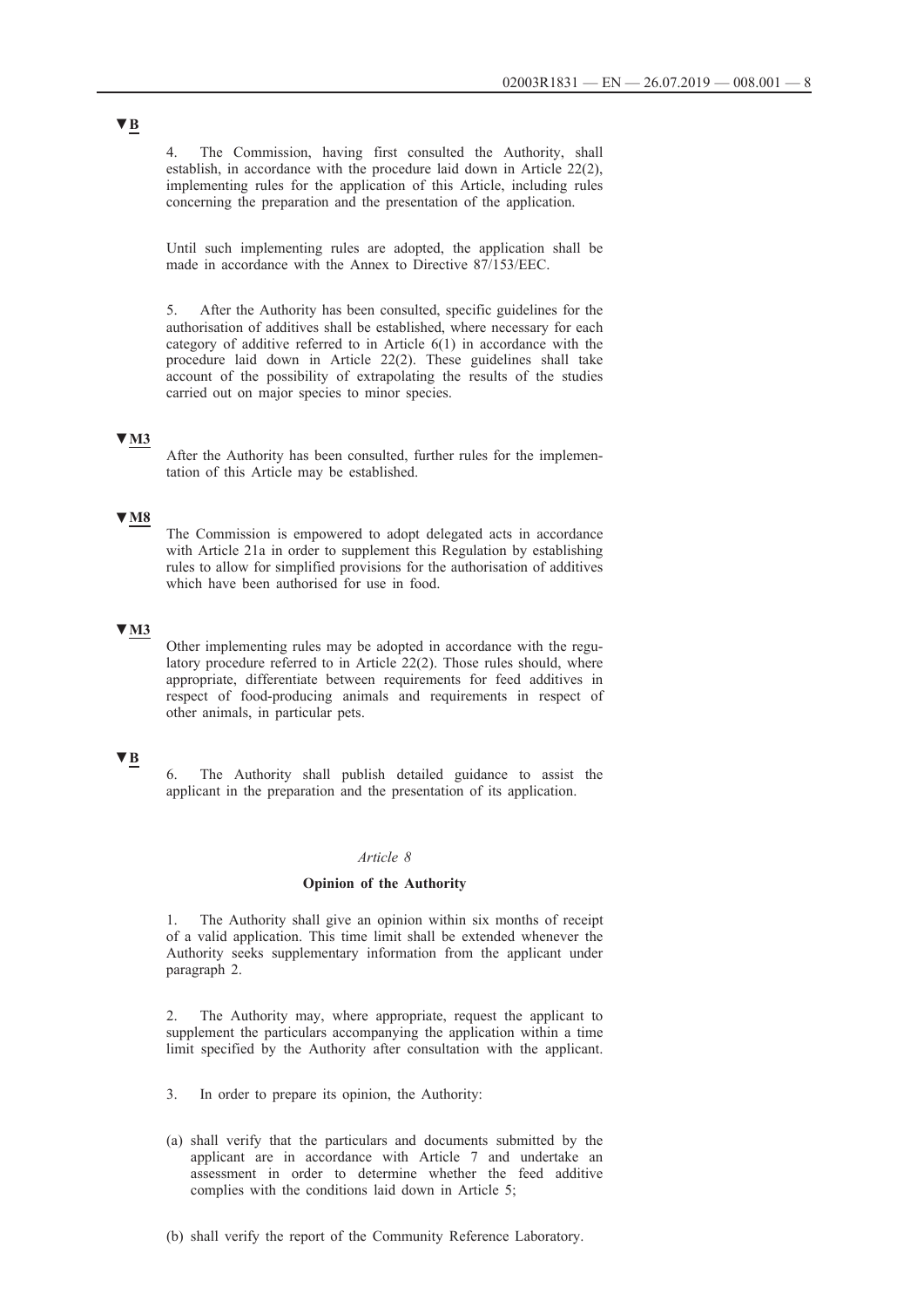▼B

4. The Commission, having first consulted the Authority, shall establish, in accordance with the procedure laid down in Article 22(2), implementing rules for the application of this Article, including rules concerning the preparation and the presentation of the application.

Until such implementing rules are adopted, the application shall be made in accordance with the Annex to Directive 87/153/EEC.

5. After the Authority has been consulted, specific guidelines for the authorisation of additives shall be established, where necessary for each category of additive referred to in Article 6(1) in accordance with the procedure laid down in Article 22(2). These guidelines shall take account of the possibility of extrapolating the results of the studies carried out on major species to minor species.

▼M3

After the Authority has been consulted, further rules for the implementation of this Article may be established.

▼M8

The Commission is empowered to adopt delegated acts in accordance with Article 21a in order to supplement this Regulation by establishing rules to allow for simplified provisions for the authorisation of additives which have been authorised for use in food.

▼M3

Other implementing rules may be adopted in accordance with the regulatory procedure referred to in Article 22(2). Those rules should, where appropriate, differentiate between requirements for feed additives in respect of food-producing animals and requirements in respect of other animals, in particular pets.

▼B

6. The Authority shall publish detailed guidance to assist the applicant in the preparation and the presentation of its application.

*Article 8*

**Opinion of the Authority**

1. The Authority shall give an opinion within six months of receipt of a valid application. This time limit shall be extended whenever the Authority seeks supplementary information from the applicant under paragraph 2.

2. The Authority may, where appropriate, request the applicant to supplement the particulars accompanying the application within a time limit specified by the Authority after consultation with the applicant.

3. In order to prepare its opinion, the Authority:

(a) shall verify that the particulars and documents submitted by the applicant are in accordance with Article 7 and undertake an assessment in order to determine whether the feed additive complies with the conditions laid down in Article 5;

(b) shall verify the report of the Community Reference Laboratory.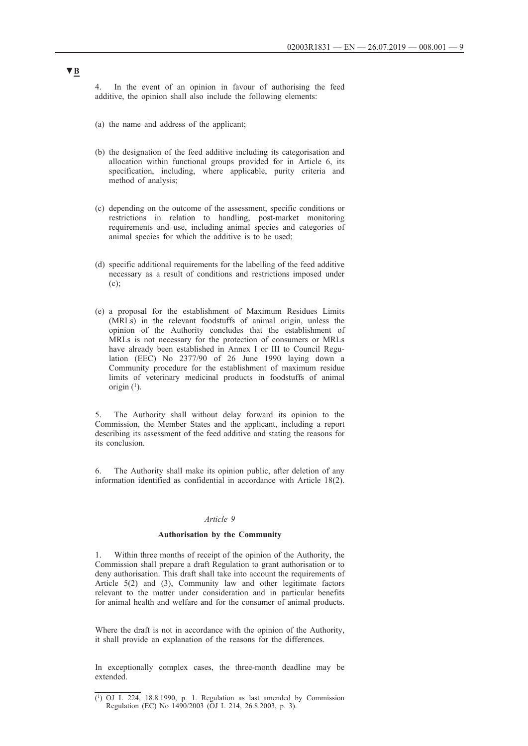▼B

4. In the event of an opinion in favour of authorising the feed additive, the opinion shall also include the following elements:

(a) the name and address of the applicant;

(b) the designation of the feed additive including its categorisation and allocation within functional groups provided for in Article 6, its specification, including, where applicable, purity criteria and method of analysis;

(c) depending on the outcome of the assessment, specific conditions or restrictions in relation to handling, post-market monitoring requirements and use, including animal species and categories of animal species for which the additive is to be used;

(d) specific additional requirements for the labelling of the feed additive necessary as a result of conditions and restrictions imposed under (c);

(e) a proposal for the establishment of Maximum Residues Limits (MRLs) in the relevant foodstuffs of animal origin, unless the opinion of the Authority concludes that the establishment of MRLs is not necessary for the protection of consumers or MRLs have already been established in Annex I or III to Council Regulation (EEC) No 2377/90 of 26 June 1990 laying down a Community procedure for the establishment of maximum residue limits of veterinary medicinal products in foodstuffs of animal origin [1].

5. The Authority shall without delay forward its opinion to the Commission, the Member States and the applicant, including a report describing its assessment of the feed additive and stating the reasons for its conclusion.

6. The Authority shall make its opinion public, after deletion of any information identified as confidential in accordance with Article 18(2).

*Article 9*

**Authorisation by the Community**

1. Within three months of receipt of the opinion of the Authority, the Commission shall prepare a draft Regulation to grant authorisation or to deny authorisation. This draft shall take into account the requirements of Article 5(2) and (3), Community law and other legitimate factors relevant to the matter under consideration and in particular benefits for animal health and welfare and for the consumer of animal products.

Where the draft is not in accordance with the opinion of the Authority, it shall provide an explanation of the reasons for the differences.

In exceptionally complex cases, the three-month deadline may be extended.

---

[1] OJ L 224, 18.8.1990, p. 1. Regulation as last amended by Commission Regulation (EC) No 1490/2003 (OJ L 214, 26.8.2003, p. 3).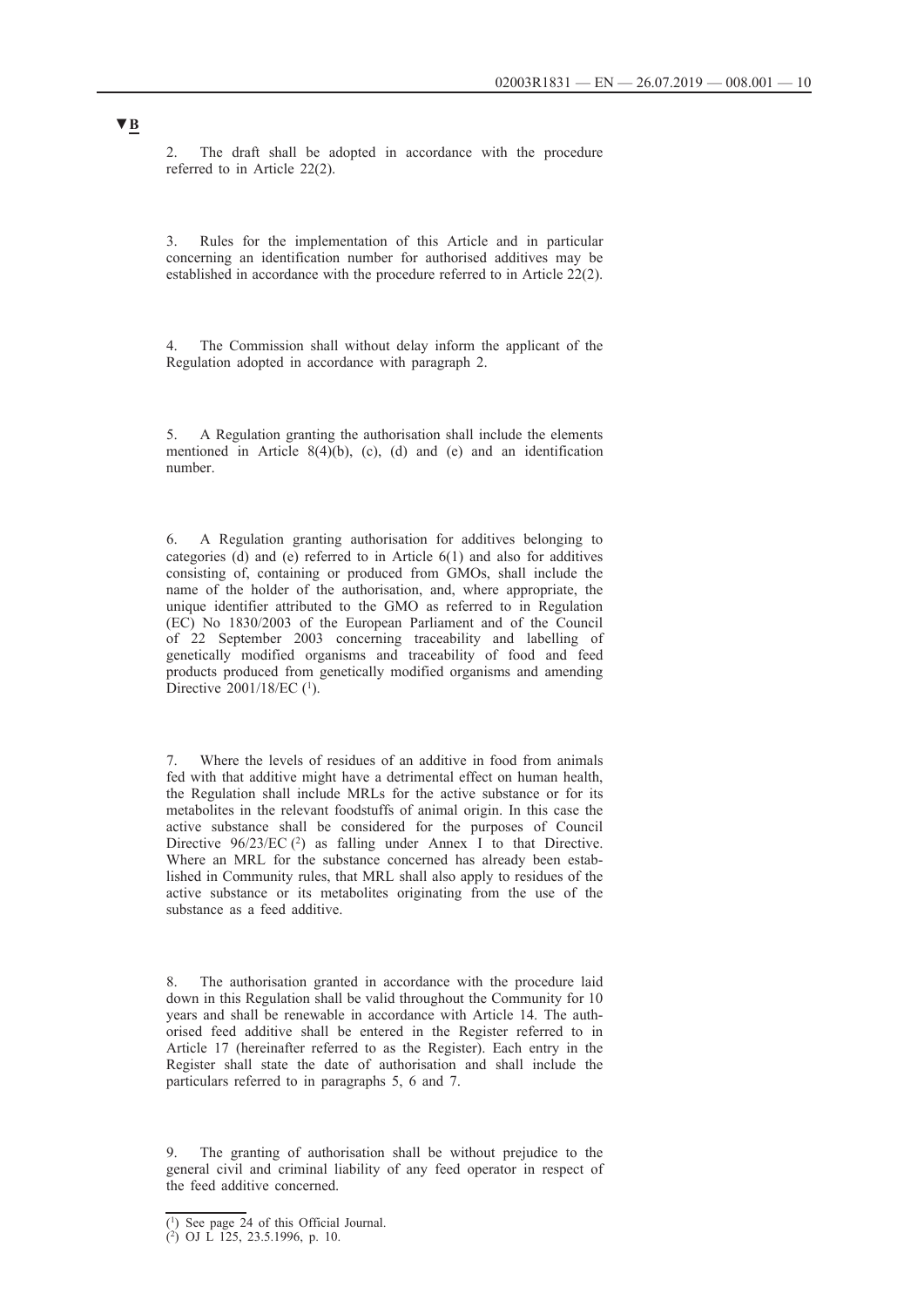▼B

2. The draft shall be adopted in accordance with the procedure referred to in Article 22(2).

3. Rules for the implementation of this Article and in particular concerning an identification number for authorised additives may be established in accordance with the procedure referred to in Article 22(2).

4. The Commission shall without delay inform the applicant of the Regulation adopted in accordance with paragraph 2.

5. A Regulation granting the authorisation shall include the elements mentioned in Article 8(4)(b), (c), (d) and (e) and an identification number.

6. A Regulation granting authorisation for additives belonging to categories (d) and (e) referred to in Article 6(1) and also for additives consisting of, containing or produced from GMOs, shall include the name of the holder of the authorisation, and, where appropriate, the unique identifier attributed to the GMO as referred to in Regulation (EC) No 1830/2003 of the European Parliament and of the Council of 22 September 2003 concerning traceability and labelling of genetically modified organisms and traceability of food and feed products produced from genetically modified organisms and amending Directive 2001/18/EC [1].

7. Where the levels of residues of an additive in food from animals fed with that additive might have a detrimental effect on human health, the Regulation shall include MRLs for the active substance or for its metabolites in the relevant foodstuffs of animal origin. In this case the active substance shall be considered for the purposes of Council Directive 96/23/EC [2] as falling under Annex I to that Directive. Where an MRL for the substance concerned has already been established in Community rules, that MRL shall also apply to residues of the active substance or its metabolites originating from the use of the substance as a feed additive.

8. The authorisation granted in accordance with the procedure laid down in this Regulation shall be valid throughout the Community for 10 years and shall be renewable in accordance with Article 14. The authorised feed additive shall be entered in the Register referred to in Article 17 (hereinafter referred to as the Register). Each entry in the Register shall state the date of authorisation and shall include the particulars referred to in paragraphs 5, 6 and 7.

9. The granting of authorisation shall be without prejudice to the general civil and criminal liability of any feed operator in respect of the feed additive concerned.

---

[1] See page 24 of this Official Journal.

[2] OJ L 125, 23.5.1996, p. 10.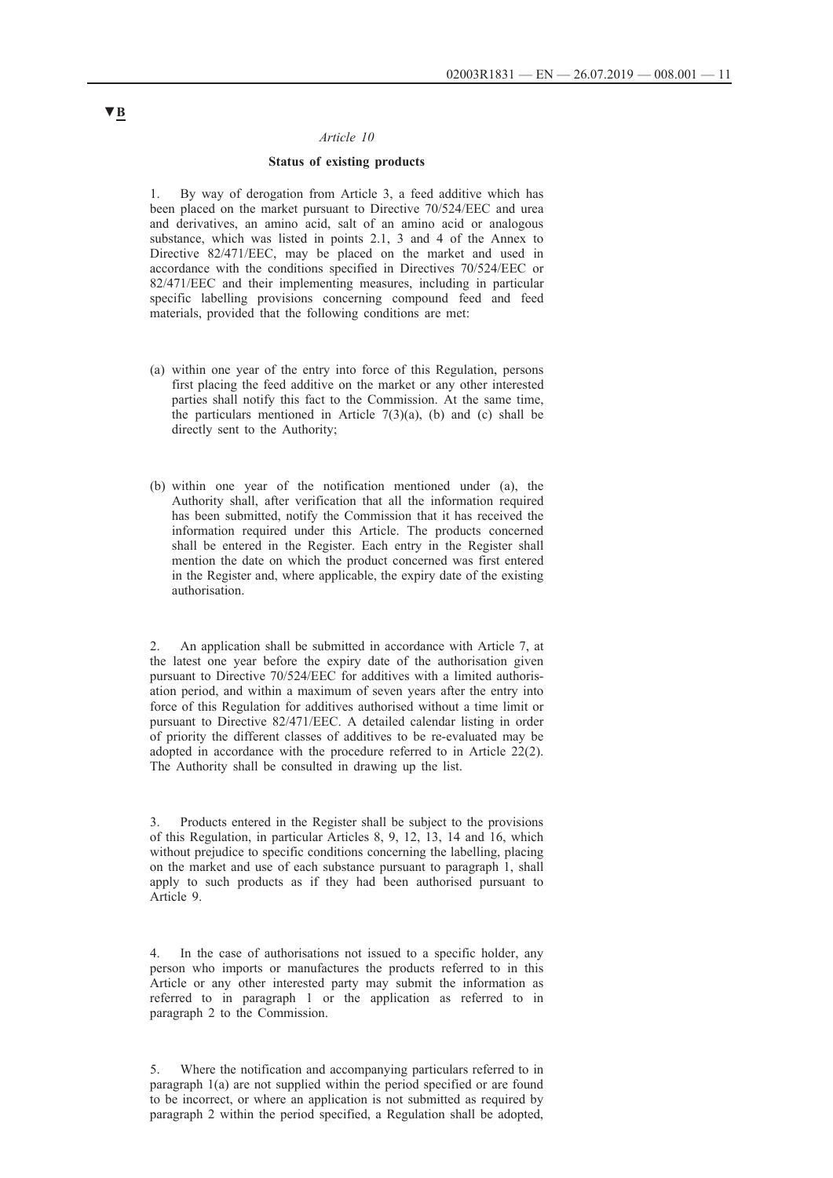▼B

*Article 10*

**Status of existing products**

1. By way of derogation from Article 3, a feed additive which has been placed on the market pursuant to Directive 70/524/EEC and urea and derivatives, an amino acid, salt of an amino acid or analogous substance, which was listed in points 2.1, 3 and 4 of the Annex to Directive 82/471/EEC, may be placed on the market and used in accordance with the conditions specified in Directives 70/524/EEC or 82/471/EEC and their implementing measures, including in particular specific labelling provisions concerning compound feed and feed materials, provided that the following conditions are met:

(a) within one year of the entry into force of this Regulation, persons first placing the feed additive on the market or any other interested parties shall notify this fact to the Commission. At the same time, the particulars mentioned in Article 7(3)(a), (b) and (c) shall be directly sent to the Authority;

(b) within one year of the notification mentioned under (a), the Authority shall, after verification that all the information required has been submitted, notify the Commission that it has received the information required under this Article. The products concerned shall be entered in the Register. Each entry in the Register shall mention the date on which the product concerned was first entered in the Register and, where applicable, the expiry date of the existing authorisation.

2. An application shall be submitted in accordance with Article 7, at the latest one year before the expiry date of the authorisation given pursuant to Directive 70/524/EEC for additives with a limited authorisation period, and within a maximum of seven years after the entry into force of this Regulation for additives authorised without a time limit or pursuant to Directive 82/471/EEC. A detailed calendar listing in order of priority the different classes of additives to be re-evaluated may be adopted in accordance with the procedure referred to in Article 22(2). The Authority shall be consulted in drawing up the list.

3. Products entered in the Register shall be subject to the provisions of this Regulation, in particular Articles 8, 9, 12, 13, 14 and 16, which without prejudice to specific conditions concerning the labelling, placing on the market and use of each substance pursuant to paragraph 1, shall apply to such products as if they had been authorised pursuant to Article 9.

4. In the case of authorisations not issued to a specific holder, any person who imports or manufactures the products referred to in this Article or any other interested party may submit the information as referred to in paragraph 1 or the application as referred to in paragraph 2 to the Commission.

5. Where the notification and accompanying particulars referred to in paragraph 1(a) are not supplied within the period specified or are found to be incorrect, or where an application is not submitted as required by paragraph 2 within the period specified, a Regulation shall be adopted,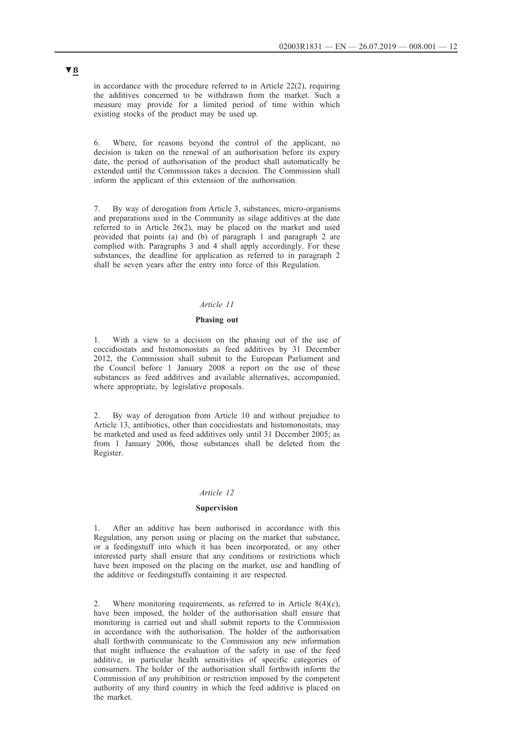in accordance with the procedure referred to in Article 22(2), requiring the additives concerned to be withdrawn from the market. Such a measure may provide for a limited period of time within which existing stocks of the product may be used up.

6. Where, for reasons beyond the control of the applicant, no decision is taken on the renewal of an authorisation before its expiry date, the period of authorisation of the product shall automatically be extended until the Commission takes a decision. The Commission shall inform the applicant of this extension of the authorisation.

7. By way of derogation from Article 3, substances, micro-organisms and preparations used in the Community as silage additives at the date referred to in Article 26(2), may be placed on the market and used provided that points (a) and (b) of paragraph 1 and paragraph 2 are complied with. Paragraphs 3 and 4 shall apply accordingly. For these substances, the deadline for application as referred to in paragraph 2 shall be seven years after the entry into force of this Regulation.

*Article 11*

**Phasing out**

1. With a view to a decision on the phasing out of the use of coccidiostats and histomonostats as feed additives by 31 December 2012, the Commission shall submit to the European Parliament and the Council before 1 January 2008 a report on the use of these substances as feed additives and available alternatives, accompanied, where appropriate, by legislative proposals.

2. By way of derogation from Article 10 and without prejudice to Article 13, antibiotics, other than coccidiostats and histomonostats, may be marketed and used as feed additives only until 31 December 2005; as from 1 January 2006, those substances shall be deleted from the Register.

*Article 12*

**Supervision**

1. After an additive has been authorised in accordance with this Regulation, any person using or placing on the market that substance, or a feedingstuff into which it has been incorporated, or any other interested party shall ensure that any conditions or restrictions which have been imposed on the placing on the market, use and handling of the additive or feedingstuffs containing it are respected.

2. Where monitoring requirements, as referred to in Article 8(4)(c), have been imposed, the holder of the authorisation shall ensure that monitoring is carried out and shall submit reports to the Commission in accordance with the authorisation. The holder of the authorisation shall forthwith communicate to the Commission any new information that might influence the evaluation of the safety in use of the feed additive, in particular health sensitivities of specific categories of consumers. The holder of the authorisation shall forthwith inform the Commission of any prohibition or restriction imposed by the competent authority of any third country in which the feed additive is placed on the market.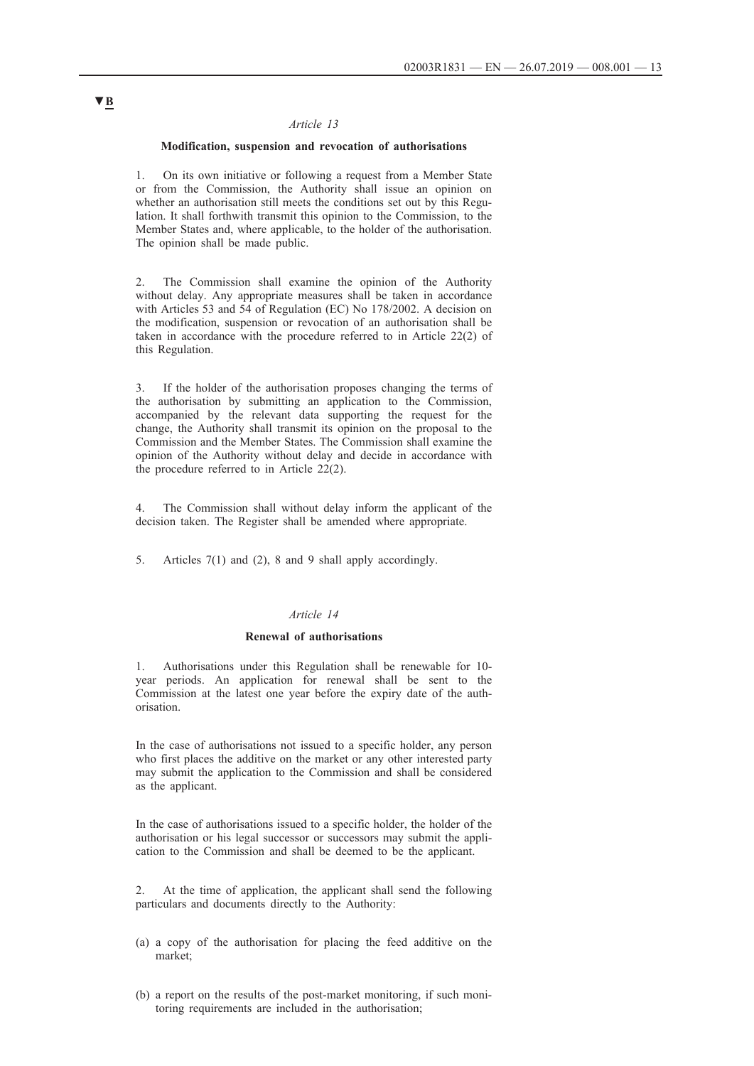▼B

*Article 13*

**Modification, suspension and revocation of authorisations**

1. On its own initiative or following a request from a Member State or from the Commission, the Authority shall issue an opinion on whether an authorisation still meets the conditions set out by this Regulation. It shall forthwith transmit this opinion to the Commission, to the Member States and, where applicable, to the holder of the authorisation. The opinion shall be made public.

2. The Commission shall examine the opinion of the Authority without delay. Any appropriate measures shall be taken in accordance with Articles 53 and 54 of Regulation (EC) No 178/2002. A decision on the modification, suspension or revocation of an authorisation shall be taken in accordance with the procedure referred to in Article 22(2) of this Regulation.

3. If the holder of the authorisation proposes changing the terms of the authorisation by submitting an application to the Commission, accompanied by the relevant data supporting the request for the change, the Authority shall transmit its opinion on the proposal to the Commission and the Member States. The Commission shall examine the opinion of the Authority without delay and decide in accordance with the procedure referred to in Article 22(2).

4. The Commission shall without delay inform the applicant of the decision taken. The Register shall be amended where appropriate.

5. Articles 7(1) and (2), 8 and 9 shall apply accordingly.

*Article 14*

**Renewal of authorisations**

1. Authorisations under this Regulation shall be renewable for 10-year periods. An application for renewal shall be sent to the Commission at the latest one year before the expiry date of the authorisation.

In the case of authorisations not issued to a specific holder, any person who first places the additive on the market or any other interested party may submit the application to the Commission and shall be considered as the applicant.

In the case of authorisations issued to a specific holder, the holder of the authorisation or his legal successor or successors may submit the application to the Commission and shall be deemed to be the applicant.

2. At the time of application, the applicant shall send the following particulars and documents directly to the Authority:

(a) a copy of the authorisation for placing the feed additive on the market;

(b) a report on the results of the post-market monitoring, if such monitoring requirements are included in the authorisation;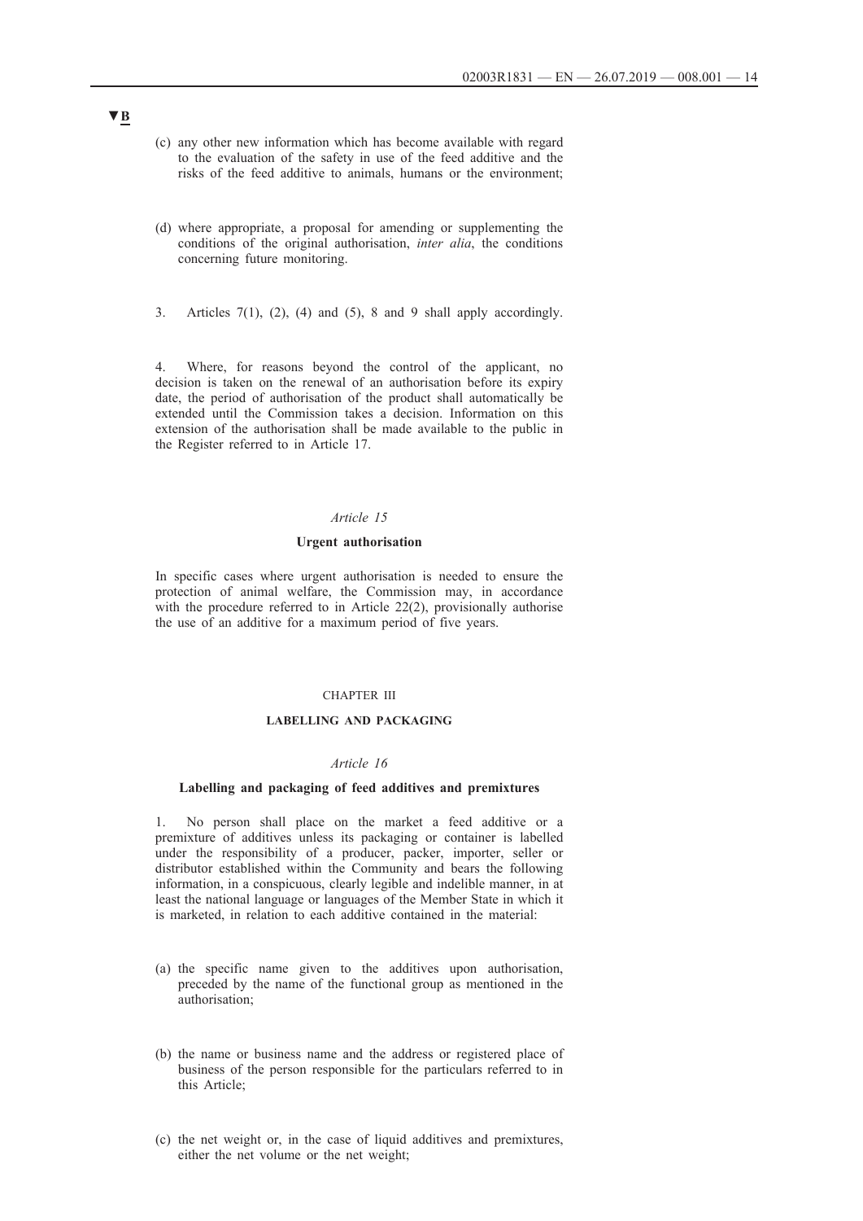▼B

(c) any other new information which has become available with regard to the evaluation of the safety in use of the feed additive and the risks of the feed additive to animals, humans or the environment;

(d) where appropriate, a proposal for amending or supplementing the conditions of the original authorisation, *inter alia*, the conditions concerning future monitoring.

3. Articles 7(1), (2), (4) and (5), 8 and 9 shall apply accordingly.

4. Where, for reasons beyond the control of the applicant, no decision is taken on the renewal of an authorisation before its expiry date, the period of authorisation of the product shall automatically be extended until the Commission takes a decision. Information on this extension of the authorisation shall be made available to the public in the Register referred to in Article 17.

*Article 15*

**Urgent authorisation**

In specific cases where urgent authorisation is needed to ensure the protection of animal welfare, the Commission may, in accordance with the procedure referred to in Article 22(2), provisionally authorise the use of an additive for a maximum period of five years.

CHAPTER III

**LABELLING AND PACKAGING**

*Article 16*

**Labelling and packaging of feed additives and premixtures**

1. No person shall place on the market a feed additive or a premixture of additives unless its packaging or container is labelled under the responsibility of a producer, packer, importer, seller or distributor established within the Community and bears the following information, in a conspicuous, clearly legible and indelible manner, in at least the national language or languages of the Member State in which it is marketed, in relation to each additive contained in the material:

(a) the specific name given to the additives upon authorisation, preceded by the name of the functional group as mentioned in the authorisation;

(b) the name or business name and the address or registered place of business of the person responsible for the particulars referred to in this Article;

(c) the net weight or, in the case of liquid additives and premixtures, either the net volume or the net weight;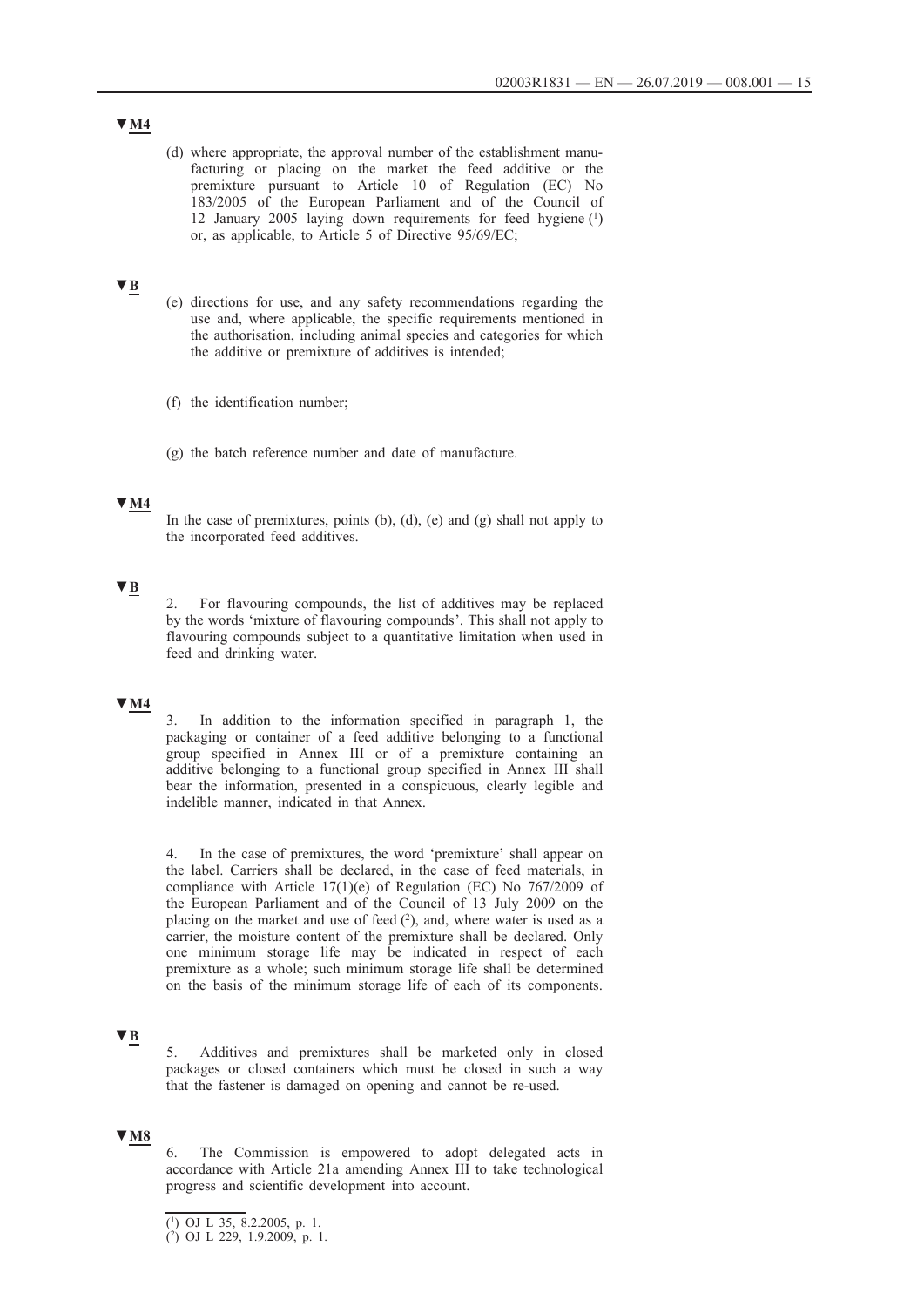▼M4

(d) where appropriate, the approval number of the establishment manufacturing or placing on the market the feed additive or the premixture pursuant to Article 10 of Regulation (EC) No 183/2005 of the European Parliament and of the Council of 12 January 2005 laying down requirements for feed hygiene [1] or, as applicable, to Article 5 of Directive 95/69/EC;

▼B

(e) directions for use, and any safety recommendations regarding the use and, where applicable, the specific requirements mentioned in the authorisation, including animal species and categories for which the additive or premixture of additives is intended;

(f) the identification number;

(g) the batch reference number and date of manufacture.

▼M4

In the case of premixtures, points (b), (d), (e) and (g) shall not apply to the incorporated feed additives.

▼B

2. For flavouring compounds, the list of additives may be replaced by the words 'mixture of flavouring compounds'. This shall not apply to flavouring compounds subject to a quantitative limitation when used in feed and drinking water.

▼M4

3. In addition to the information specified in paragraph 1, the packaging or container of a feed additive belonging to a functional group specified in Annex III or of a premixture containing an additive belonging to a functional group specified in Annex III shall bear the information, presented in a conspicuous, clearly legible and indelible manner, indicated in that Annex.

4. In the case of premixtures, the word 'premixture' shall appear on the label. Carriers shall be declared, in the case of feed materials, in compliance with Article 17(1)(e) of Regulation (EC) No 767/2009 of the European Parliament and of the Council of 13 July 2009 on the placing on the market and use of feed [2], and, where water is used as a carrier, the moisture content of the premixture shall be declared. Only one minimum storage life may be indicated in respect of each premixture as a whole; such minimum storage life shall be determined on the basis of the minimum storage life of each of its components.

▼B

5. Additives and premixtures shall be marketed only in closed packages or closed containers which must be closed in such a way that the fastener is damaged on opening and cannot be re-used.

▼M8

6. The Commission is empowered to adopt delegated acts in accordance with Article 21a amending Annex III to take technological progress and scientific development into account.

---

[1] OJ L 35, 8.2.2005, p. 1.

[2] OJ L 229, 1.9.2009, p. 1.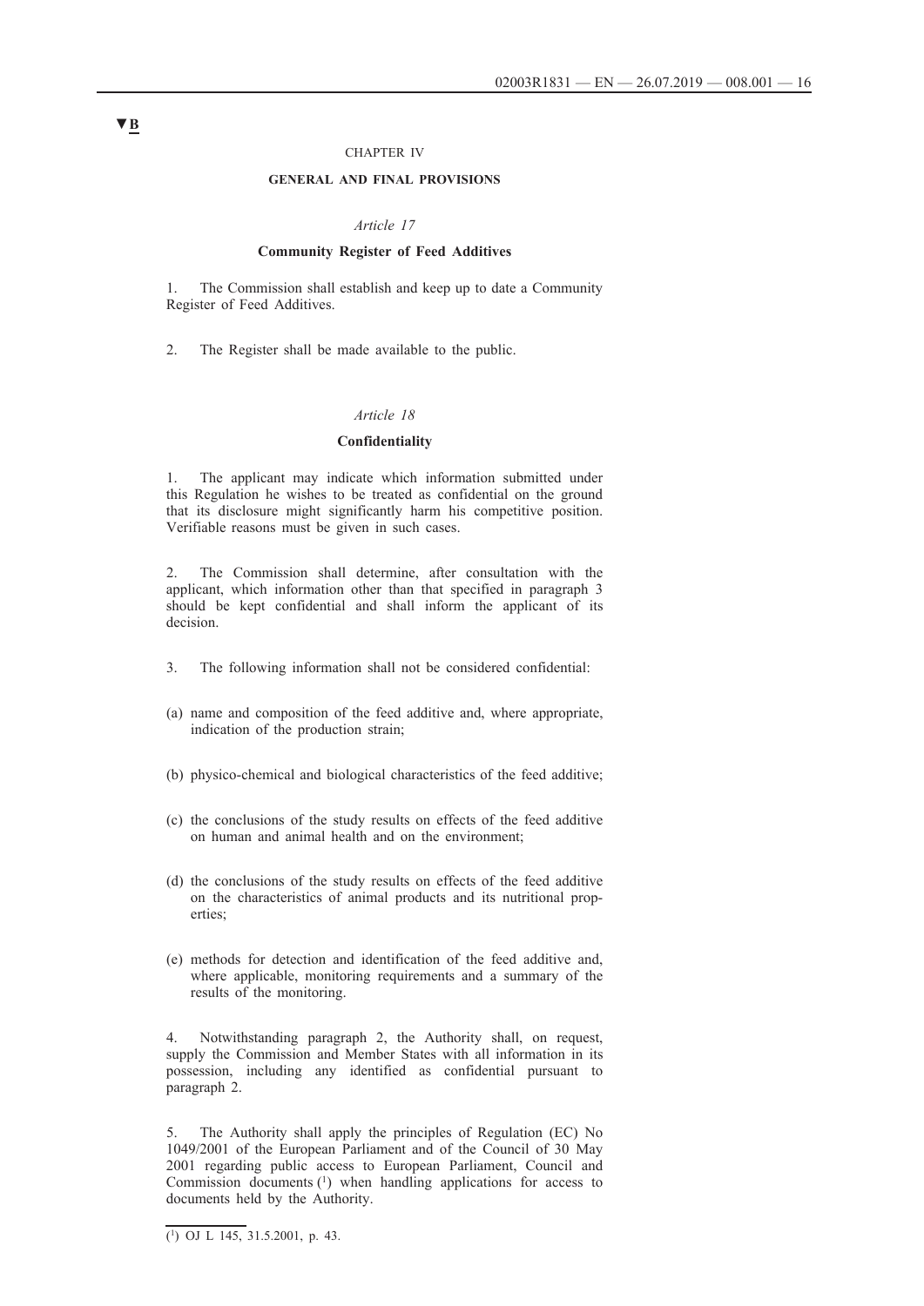▼B

CHAPTER IV

**GENERAL AND FINAL PROVISIONS**

*Article 17*

**Community Register of Feed Additives**

1. The Commission shall establish and keep up to date a Community Register of Feed Additives.

2. The Register shall be made available to the public.

*Article 18*

**Confidentiality**

1. The applicant may indicate which information submitted under this Regulation he wishes to be treated as confidential on the ground that its disclosure might significantly harm his competitive position. Verifiable reasons must be given in such cases.

2. The Commission shall determine, after consultation with the applicant, which information other than that specified in paragraph 3 should be kept confidential and shall inform the applicant of its decision.

3. The following information shall not be considered confidential:

(a) name and composition of the feed additive and, where appropriate, indication of the production strain;

(b) physico-chemical and biological characteristics of the feed additive;

(c) the conclusions of the study results on effects of the feed additive on human and animal health and on the environment;

(d) the conclusions of the study results on effects of the feed additive on the characteristics of animal products and its nutritional properties;

(e) methods for detection and identification of the feed additive and, where applicable, monitoring requirements and a summary of the results of the monitoring.

4. Notwithstanding paragraph 2, the Authority shall, on request, supply the Commission and Member States with all information in its possession, including any identified as confidential pursuant to paragraph 2.

5. The Authority shall apply the principles of Regulation (EC) No 1049/2001 of the European Parliament and of the Council of 30 May 2001 regarding public access to European Parliament, Council and Commission documents [1] when handling applications for access to documents held by the Authority.

---

[1] OJ L 145, 31.5.2001, p. 43.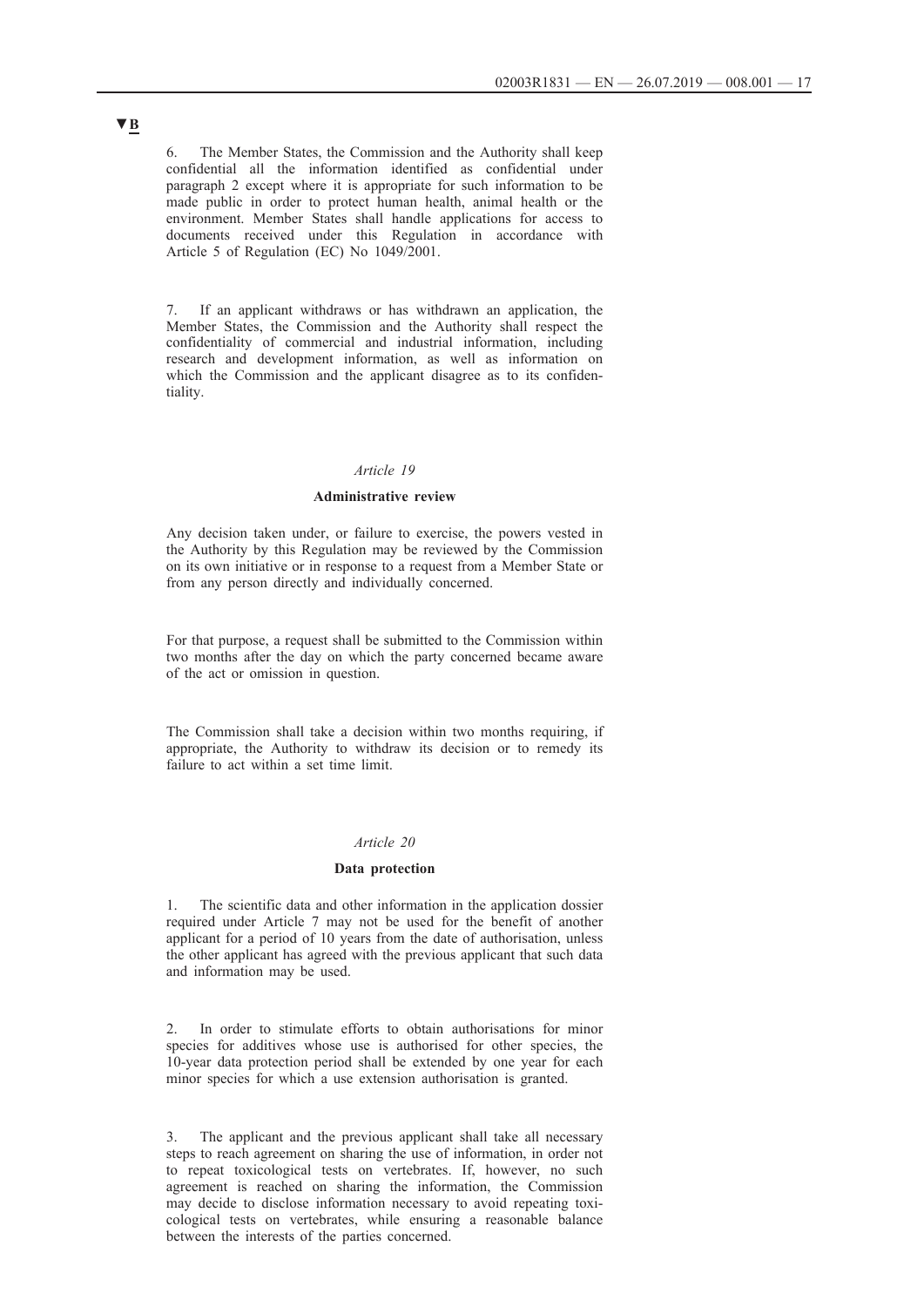▼B

6. The Member States, the Commission and the Authority shall keep confidential all the information identified as confidential under paragraph 2 except where it is appropriate for such information to be made public in order to protect human health, animal health or the environment. Member States shall handle applications for access to documents received under this Regulation in accordance with Article 5 of Regulation (EC) No 1049/2001.

7. If an applicant withdraws or has withdrawn an application, the Member States, the Commission and the Authority shall respect the confidentiality of commercial and industrial information, including research and development information, as well as information on which the Commission and the applicant disagree as to its confidentiality.

*Article 19*

**Administrative review**

Any decision taken under, or failure to exercise, the powers vested in the Authority by this Regulation may be reviewed by the Commission on its own initiative or in response to a request from a Member State or from any person directly and individually concerned.

For that purpose, a request shall be submitted to the Commission within two months after the day on which the party concerned became aware of the act or omission in question.

The Commission shall take a decision within two months requiring, if appropriate, the Authority to withdraw its decision or to remedy its failure to act within a set time limit.

*Article 20*

**Data protection**

1. The scientific data and other information in the application dossier required under Article 7 may not be used for the benefit of another applicant for a period of 10 years from the date of authorisation, unless the other applicant has agreed with the previous applicant that such data and information may be used.

2. In order to stimulate efforts to obtain authorisations for minor species for additives whose use is authorised for other species, the 10-year data protection period shall be extended by one year for each minor species for which a use extension authorisation is granted.

3. The applicant and the previous applicant shall take all necessary steps to reach agreement on sharing the use of information, in order not to repeat toxicological tests on vertebrates. If, however, no such agreement is reached on sharing the information, the Commission may decide to disclose information necessary to avoid repeating toxicological tests on vertebrates, while ensuring a reasonable balance between the interests of the parties concerned.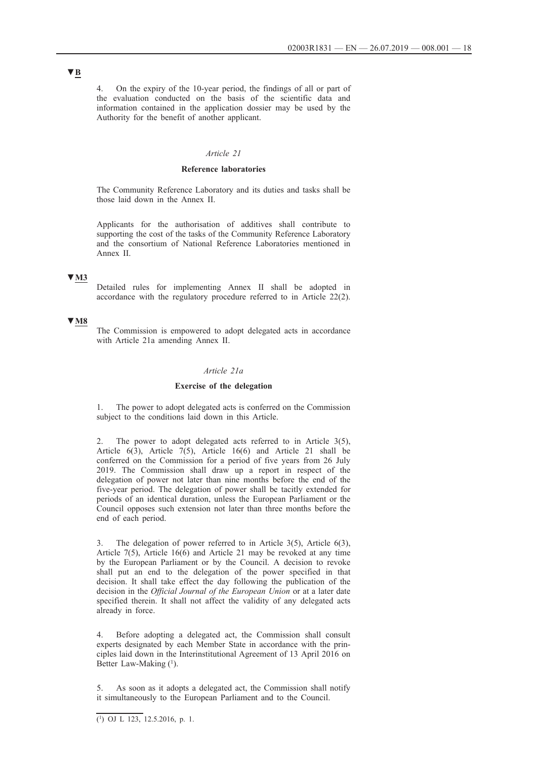▼B

4. On the expiry of the 10-year period, the findings of all or part of the evaluation conducted on the basis of the scientific data and information contained in the application dossier may be used by the Authority for the benefit of another applicant.

*Article 21*

**Reference laboratories**

The Community Reference Laboratory and its duties and tasks shall be those laid down in the Annex II.

Applicants for the authorisation of additives shall contribute to supporting the cost of the tasks of the Community Reference Laboratory and the consortium of National Reference Laboratories mentioned in Annex II.

▼M3

Detailed rules for implementing Annex II shall be adopted in accordance with the regulatory procedure referred to in Article 22(2).

▼M8

The Commission is empowered to adopt delegated acts in accordance with Article 21a amending Annex II.

*Article 21a*

**Exercise of the delegation**

1. The power to adopt delegated acts is conferred on the Commission subject to the conditions laid down in this Article.

2. The power to adopt delegated acts referred to in Article 3(5), Article 6(3), Article 7(5), Article 16(6) and Article 21 shall be conferred on the Commission for a period of five years from 26 July 2019. The Commission shall draw up a report in respect of the delegation of power not later than nine months before the end of the five-year period. The delegation of power shall be tacitly extended for periods of an identical duration, unless the European Parliament or the Council opposes such extension not later than three months before the end of each period.

3. The delegation of power referred to in Article 3(5), Article 6(3), Article 7(5), Article 16(6) and Article 21 may be revoked at any time by the European Parliament or by the Council. A decision to revoke shall put an end to the delegation of the power specified in that decision. It shall take effect the day following the publication of the decision in the *Official Journal of the European Union* or at a later date specified therein. It shall not affect the validity of any delegated acts already in force.

4. Before adopting a delegated act, the Commission shall consult experts designated by each Member State in accordance with the principles laid down in the Interinstitutional Agreement of 13 April 2016 on Better Law-Making [1].

5. As soon as it adopts a delegated act, the Commission shall notify it simultaneously to the European Parliament and to the Council.

---

[1] OJ L 123, 12.5.2016, p. 1.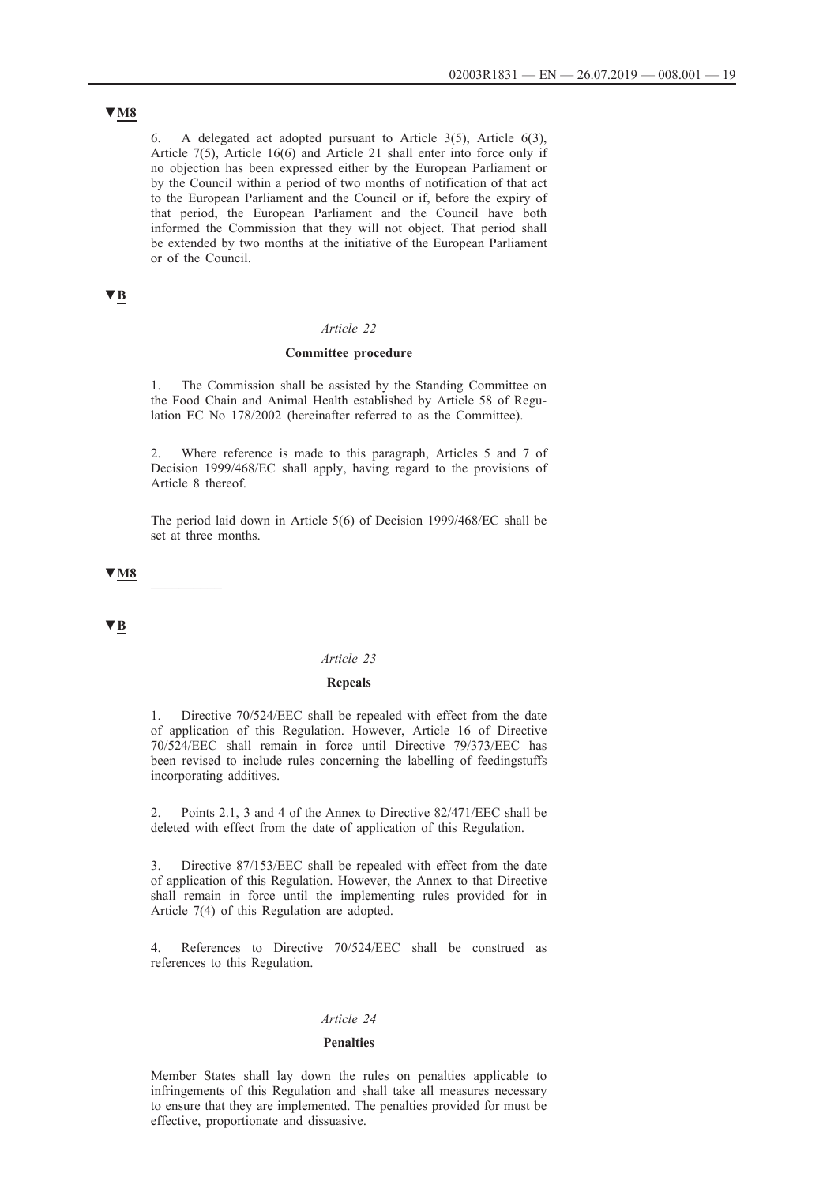▼M8

6. A delegated act adopted pursuant to Article 3(5), Article 6(3), Article 7(5), Article 16(6) and Article 21 shall enter into force only if no objection has been expressed either by the European Parliament or by the Council within a period of two months of notification of that act to the European Parliament and the Council or if, before the expiry of that period, the European Parliament and the Council have both informed the Commission that they will not object. That period shall be extended by two months at the initiative of the European Parliament or of the Council.

▼B

*Article 22*

**Committee procedure**

1. The Commission shall be assisted by the Standing Committee on the Food Chain and Animal Health established by Article 58 of Regulation EC No 178/2002 (hereinafter referred to as the Committee).

2. Where reference is made to this paragraph, Articles 5 and 7 of Decision 1999/468/EC shall apply, having regard to the provisions of Article 8 thereof.

The period laid down in Article 5(6) of Decision 1999/468/EC shall be set at three months.

▼M8

————

▼B

*Article 23*

**Repeals**

1. Directive 70/524/EEC shall be repealed with effect from the date of application of this Regulation. However, Article 16 of Directive 70/524/EEC shall remain in force until Directive 79/373/EEC has been revised to include rules concerning the labelling of feedingstuffs incorporating additives.

2. Points 2.1, 3 and 4 of the Annex to Directive 82/471/EEC shall be deleted with effect from the date of application of this Regulation.

3. Directive 87/153/EEC shall be repealed with effect from the date of application of this Regulation. However, the Annex to that Directive shall remain in force until the implementing rules provided for in Article 7(4) of this Regulation are adopted.

4. References to Directive 70/524/EEC shall be construed as references to this Regulation.

*Article 24*

**Penalties**

Member States shall lay down the rules on penalties applicable to infringements of this Regulation and shall take all measures necessary to ensure that they are implemented. The penalties provided for must be effective, proportionate and dissuasive.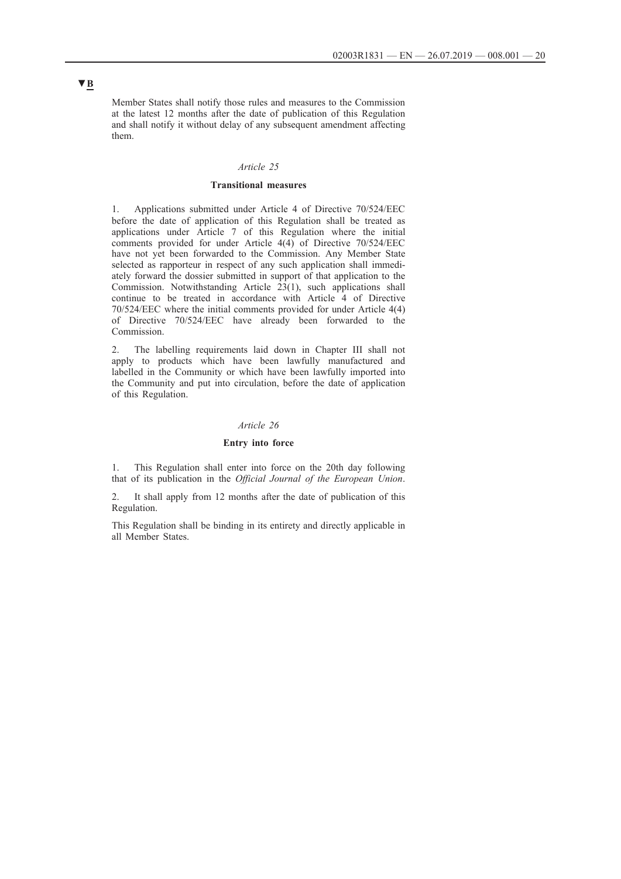▼B

Member States shall notify those rules and measures to the Commission at the latest 12 months after the date of publication of this Regulation and shall notify it without delay of any subsequent amendment affecting them.

*Article 25*

**Transitional measures**

1. Applications submitted under Article 4 of Directive 70/524/EEC before the date of application of this Regulation shall be treated as applications under Article 7 of this Regulation where the initial comments provided for under Article 4(4) of Directive 70/524/EEC have not yet been forwarded to the Commission. Any Member State selected as rapporteur in respect of any such application shall immediately forward the dossier submitted in support of that application to the Commission. Notwithstanding Article 23(1), such applications shall continue to be treated in accordance with Article 4 of Directive 70/524/EEC where the initial comments provided for under Article 4(4) of Directive 70/524/EEC have already been forwarded to the Commission.

2. The labelling requirements laid down in Chapter III shall not apply to products which have been lawfully manufactured and labelled in the Community or which have been lawfully imported into the Community and put into circulation, before the date of application of this Regulation.

*Article 26*

**Entry into force**

1. This Regulation shall enter into force on the 20th day following that of its publication in the *Official Journal of the European Union*.

2. It shall apply from 12 months after the date of publication of this Regulation.

This Regulation shall be binding in its entirety and directly applicable in all Member States.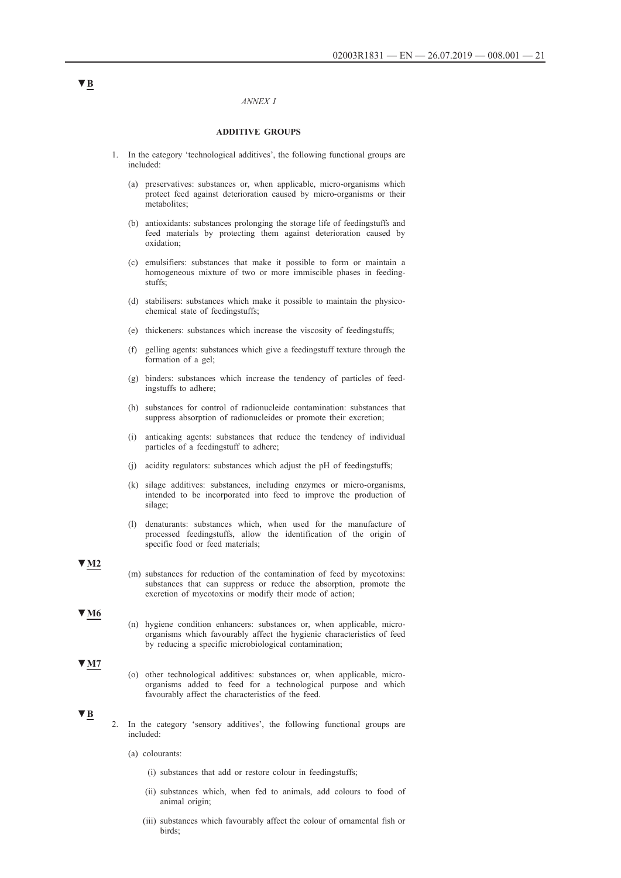▼B

*ANNEX I*

**ADDITIVE GROUPS**

1. In the category 'technological additives', the following functional groups are included:

   (a) preservatives: substances or, when applicable, micro-organisms which protect feed against deterioration caused by micro-organisms or their metabolites;

   (b) antioxidants: substances prolonging the storage life of feedingstuffs and feed materials by protecting them against deterioration caused by oxidation;

   (c) emulsifiers: substances that make it possible to form or maintain a homogeneous mixture of two or more immiscible phases in feedingstuffs;

   (d) stabilisers: substances which make it possible to maintain the physico-chemical state of feedingstuffs;

   (e) thickeners: substances which increase the viscosity of feedingstuffs;

   (f) gelling agents: substances which give a feedingstuff texture through the formation of a gel;

   (g) binders: substances which increase the tendency of particles of feedingstuffs to adhere;

   (h) substances for control of radionucleide contamination: substances that suppress absorption of radionucleides or promote their excretion;

   (i) anticaking agents: substances that reduce the tendency of individual particles of a feedingstuff to adhere;

   (j) acidity regulators: substances which adjust the pH of feedingstuffs;

   (k) silage additives: substances, including enzymes or micro-organisms, intended to be incorporated into feed to improve the production of silage;

   (l) denaturants: substances which, when used for the manufacture of processed feedingstuffs, allow the identification of the origin of specific food or feed materials;

▼M2

   (m) substances for reduction of the contamination of feed by mycotoxins: substances that can suppress or reduce the absorption, promote the excretion of mycotoxins or modify their mode of action;

▼M6

   (n) hygiene condition enhancers: substances or, when applicable, micro-organisms which favourably affect the hygienic characteristics of feed by reducing a specific microbiological contamination;

▼M7

   (o) other technological additives: substances or, when applicable, micro-organisms added to feed for a technological purpose and which favourably affect the characteristics of the feed.

▼B

2. In the category 'sensory additives', the following functional groups are included:

   (a) colourants:

      (i) substances that add or restore colour in feedingstuffs;

      (ii) substances which, when fed to animals, add colours to food of animal origin;

      (iii) substances which favourably affect the colour of ornamental fish or birds;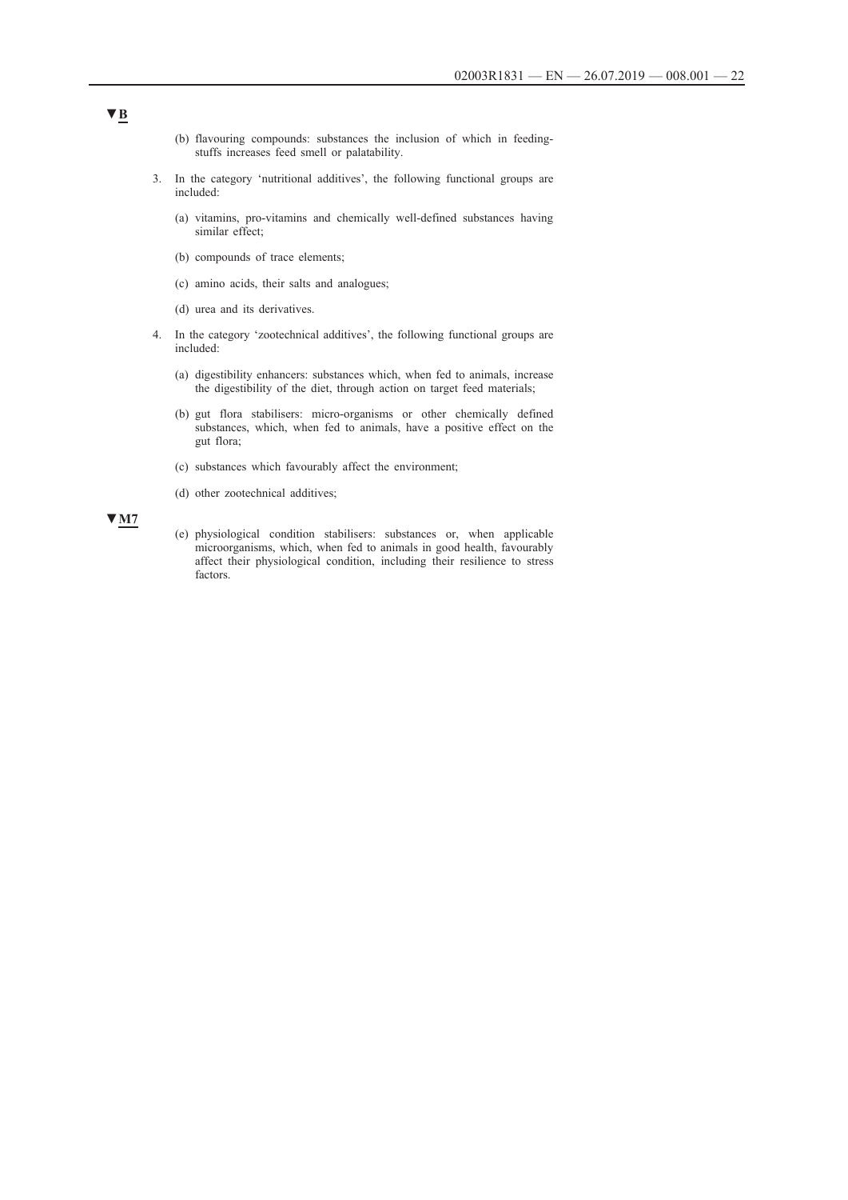▼B

(b) flavouring compounds: substances the inclusion of which in feedingstuffs increases feed smell or palatability.

3. In the category 'nutritional additives', the following functional groups are included:

   (a) vitamins, pro-vitamins and chemically well-defined substances having similar effect;

   (b) compounds of trace elements;

   (c) amino acids, their salts and analogues;

   (d) urea and its derivatives.

4. In the category 'zootechnical additives', the following functional groups are included:

   (a) digestibility enhancers: substances which, when fed to animals, increase the digestibility of the diet, through action on target feed materials;

   (b) gut flora stabilisers: micro-organisms or other chemically defined substances, which, when fed to animals, have a positive effect on the gut flora;

   (c) substances which favourably affect the environment;

   (d) other zootechnical additives;

▼M7

   (e) physiological condition stabilisers: substances or, when applicable microorganisms, which, when fed to animals in good health, favourably affect their physiological condition, including their resilience to stress factors.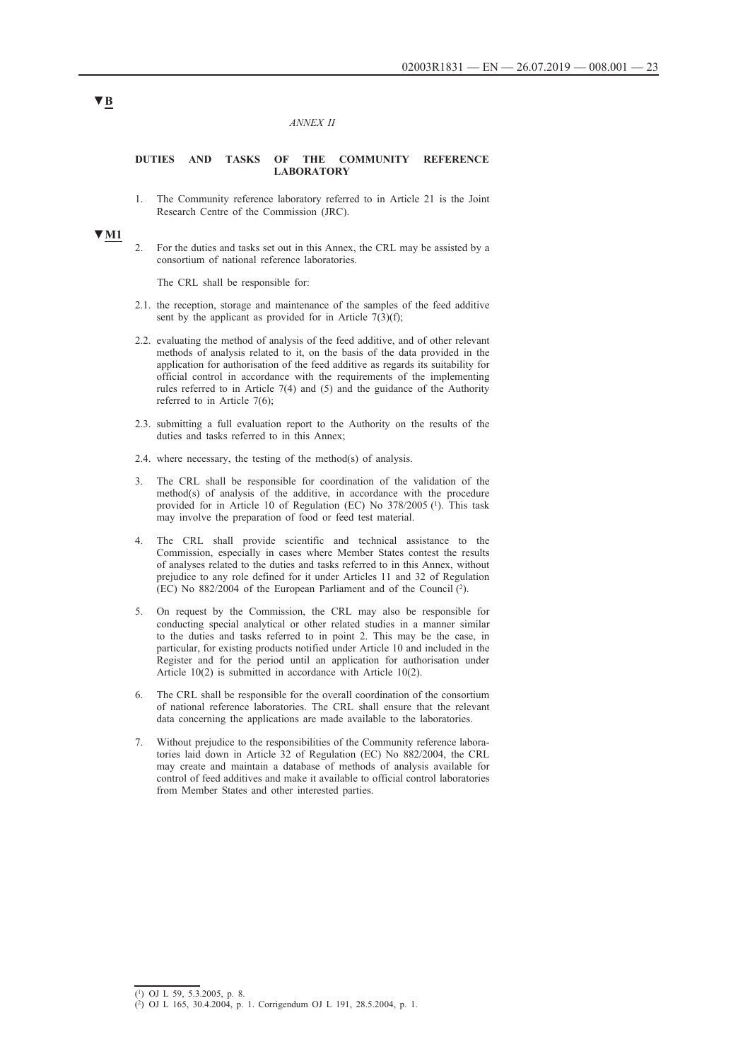▼B

*ANNEX II*

**DUTIES AND TASKS OF THE COMMUNITY REFERENCE LABORATORY**

1. The Community reference laboratory referred to in Article 21 is the Joint Research Centre of the Commission (JRC).

▼M1

2. For the duties and tasks set out in this Annex, the CRL may be assisted by a consortium of national reference laboratories.

   The CRL shall be responsible for:

2.1. the reception, storage and maintenance of the samples of the feed additive sent by the applicant as provided for in Article 7(3)(f);

2.2. evaluating the method of analysis of the feed additive, and of other relevant methods of analysis related to it, on the basis of the data provided in the application for authorisation of the feed additive as regards its suitability for official control in accordance with the requirements of the implementing rules referred to in Article 7(4) and (5) and the guidance of the Authority referred to in Article 7(6);

2.3. submitting a full evaluation report to the Authority on the results of the duties and tasks referred to in this Annex;

2.4. where necessary, the testing of the method(s) of analysis.

3. The CRL shall be responsible for coordination of the validation of the method(s) of analysis of the additive, in accordance with the procedure provided for in Article 10 of Regulation (EC) No 378/2005 [1]. This task may involve the preparation of food or feed test material.

4. The CRL shall provide scientific and technical assistance to the Commission, especially in cases where Member States contest the results of analyses related to the duties and tasks referred to in this Annex, without prejudice to any role defined for it under Articles 11 and 32 of Regulation (EC) No 882/2004 of the European Parliament and of the Council [2].

5. On request by the Commission, the CRL may also be responsible for conducting special analytical or other related studies in a manner similar to the duties and tasks referred to in point 2. This may be the case, in particular, for existing products notified under Article 10 and included in the Register and for the period until an application for authorisation under Article 10(2) is submitted in accordance with Article 10(2).

6. The CRL shall be responsible for the overall coordination of the consortium of national reference laboratories. The CRL shall ensure that the relevant data concerning the applications are made available to the laboratories.

7. Without prejudice to the responsibilities of the Community reference laboratories laid down in Article 32 of Regulation (EC) No 882/2004, the CRL may create and maintain a database of methods of analysis available for control of feed additives and make it available to official control laboratories from Member States and other interested parties.

---

[1] OJ L 59, 5.3.2005, p. 8.

[2] OJ L 165, 30.4.2004, p. 1. Corrigendum OJ L 191, 28.5.2004, p. 1.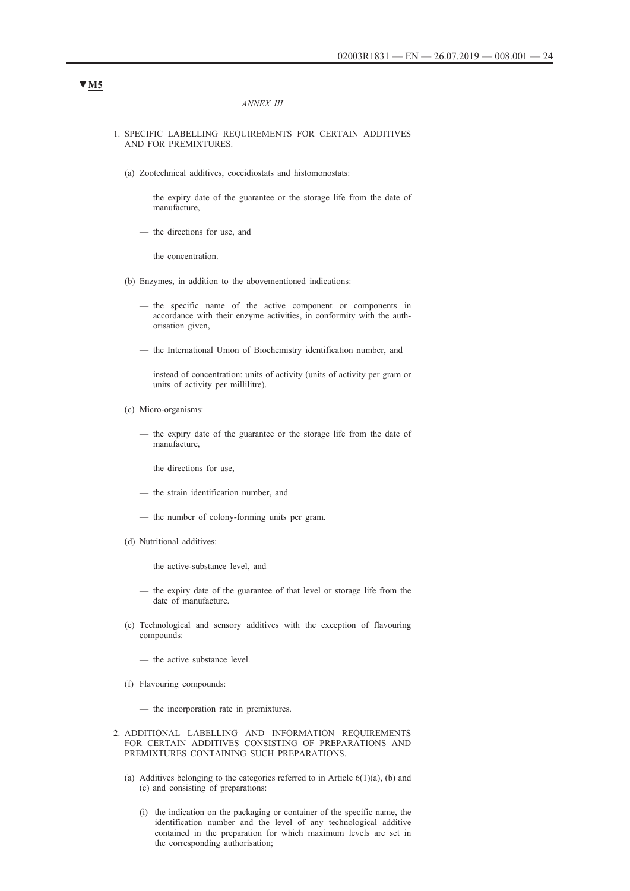▼M5

*ANNEX III*

1. SPECIFIC LABELLING REQUIREMENTS FOR CERTAIN ADDITIVES AND FOR PREMIXTURES.

   (a) Zootechnical additives, coccidiostats and histomonostats:

   — the expiry date of the guarantee or the storage life from the date of manufacture,

   — the directions for use, and

   — the concentration.

   (b) Enzymes, in addition to the abovementioned indications:

   — the specific name of the active component or components in accordance with their enzyme activities, in conformity with the authorisation given,

   — the International Union of Biochemistry identification number, and

   — instead of concentration: units of activity (units of activity per gram or units of activity per millilitre).

   (c) Micro-organisms:

   — the expiry date of the guarantee or the storage life from the date of manufacture,

   — the directions for use,

   — the strain identification number, and

   — the number of colony-forming units per gram.

   (d) Nutritional additives:

   — the active-substance level, and

   — the expiry date of the guarantee of that level or storage life from the date of manufacture.

   (e) Technological and sensory additives with the exception of flavouring compounds:

   — the active substance level.

   (f) Flavouring compounds:

   — the incorporation rate in premixtures.

2. ADDITIONAL LABELLING AND INFORMATION REQUIREMENTS FOR CERTAIN ADDITIVES CONSISTING OF PREPARATIONS AND PREMIXTURES CONTAINING SUCH PREPARATIONS.

   (a) Additives belonging to the categories referred to in Article 6(1)(a), (b) and (c) and consisting of preparations:

   (i) the indication on the packaging or container of the specific name, the identification number and the level of any technological additive contained in the preparation for which maximum levels are set in the corresponding authorisation;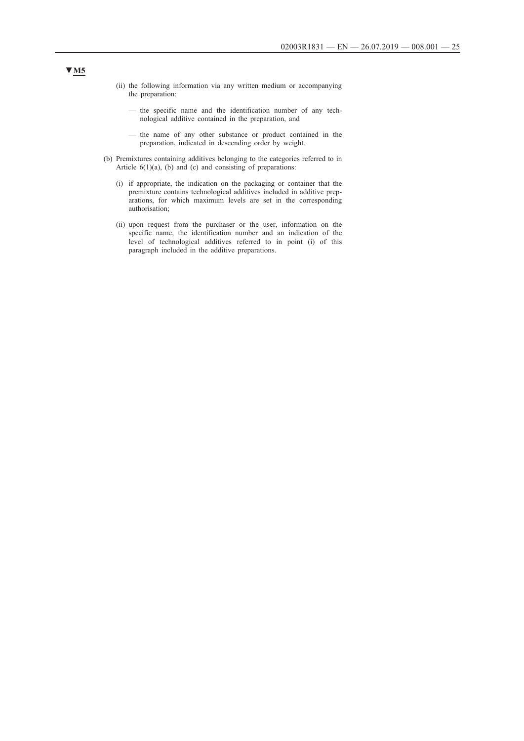▼M5

(ii) the following information via any written medium or accompanying the preparation:

— the specific name and the identification number of any technological additive contained in the preparation, and

— the name of any other substance or product contained in the preparation, indicated in descending order by weight.

(b) Premixtures containing additives belonging to the categories referred to in Article 6(1)(a), (b) and (c) and consisting of preparations:

(i) if appropriate, the indication on the packaging or container that the premixture contains technological additives included in additive preparations, for which maximum levels are set in the corresponding authorisation;

(ii) upon request from the purchaser or the user, information on the specific name, the identification number and an indication of the level of technological additives referred to in point (i) of this paragraph included in the additive preparations.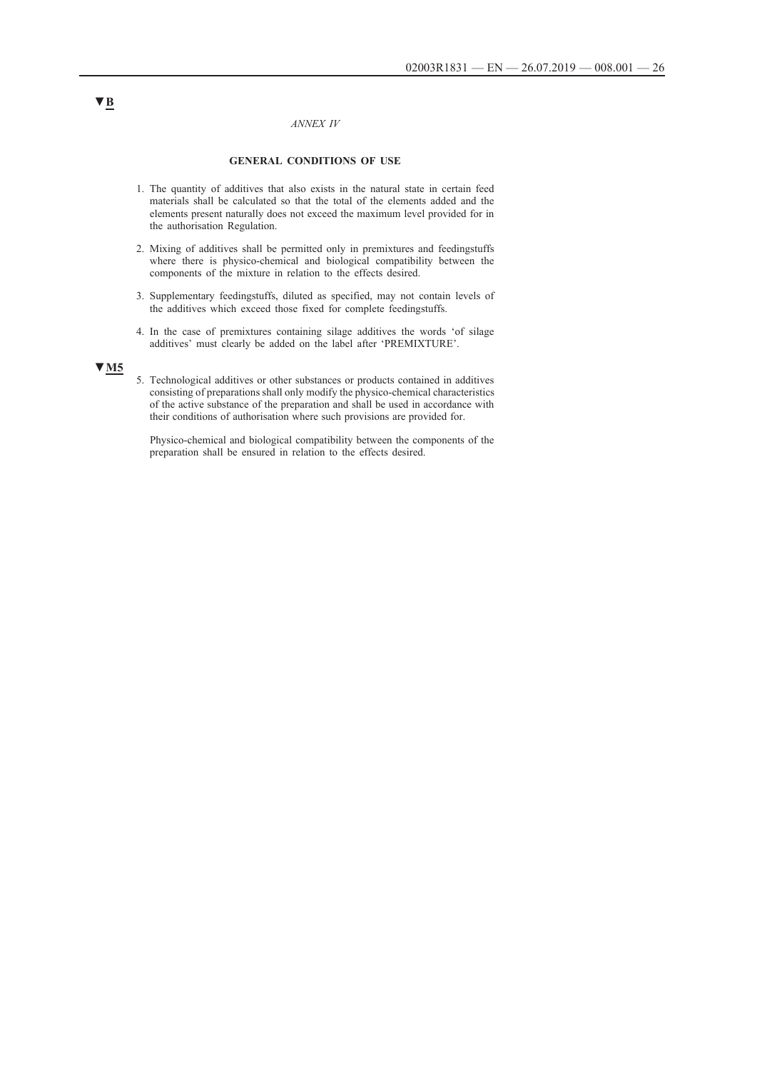▼B

*ANNEX IV*

**GENERAL CONDITIONS OF USE**

1. The quantity of additives that also exists in the natural state in certain feed materials shall be calculated so that the total of the elements added and the elements present naturally does not exceed the maximum level provided for in the authorisation Regulation.

2. Mixing of additives shall be permitted only in premixtures and feedingstuffs where there is physico-chemical and biological compatibility between the components of the mixture in relation to the effects desired.

3. Supplementary feedingstuffs, diluted as specified, may not contain levels of the additives which exceed those fixed for complete feedingstuffs.

4. In the case of premixtures containing silage additives the words 'of silage additives' must clearly be added on the label after 'PREMIXTURE'.

▼M5

5. Technological additives or other substances or products contained in additives consisting of preparations shall only modify the physico-chemical characteristics of the active substance of the preparation and shall be used in accordance with their conditions of authorisation where such provisions are provided for.

   Physico-chemical and biological compatibility between the components of the preparation shall be ensured in relation to the effects desired.